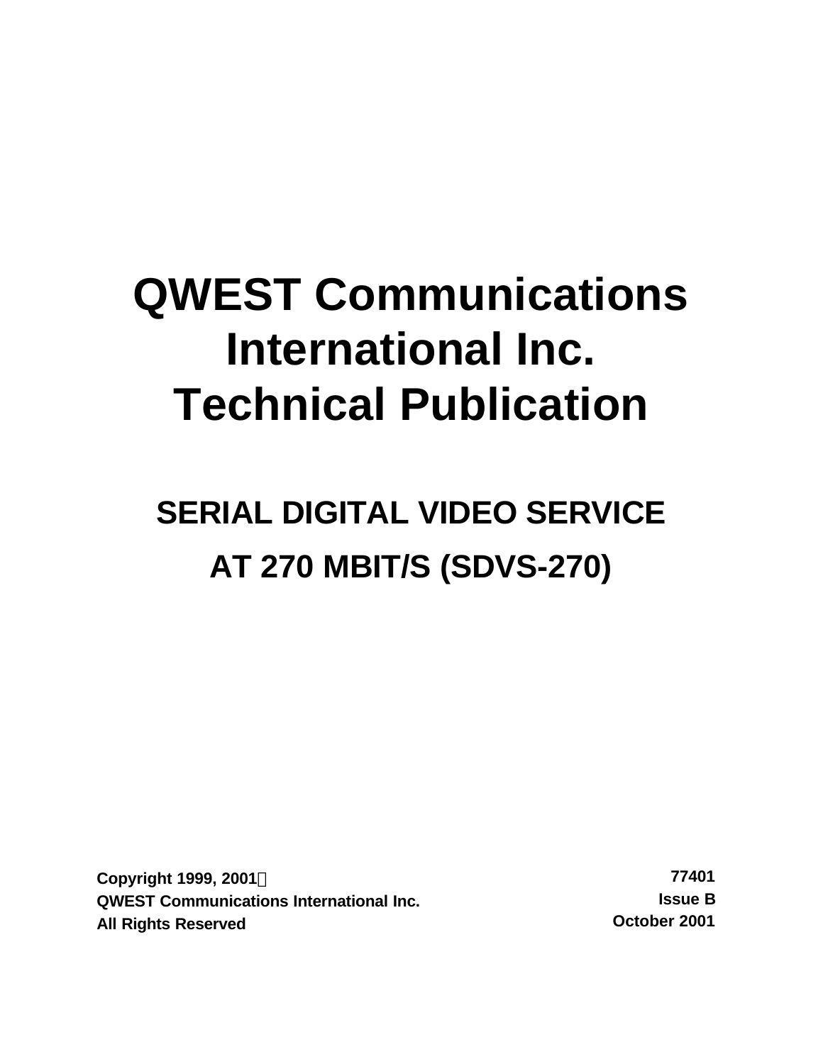# QWEST Communications International Inc. Technical Publication

## SERIAL DIGITAL VIDEO SERVICE AT 270 MBIT/S (SDVS-270)

**Copyright 1999, 2001©**
**QWEST Communications International Inc.**
**All Rights Reserved**

**77401**
**Issue B**
**October 2001**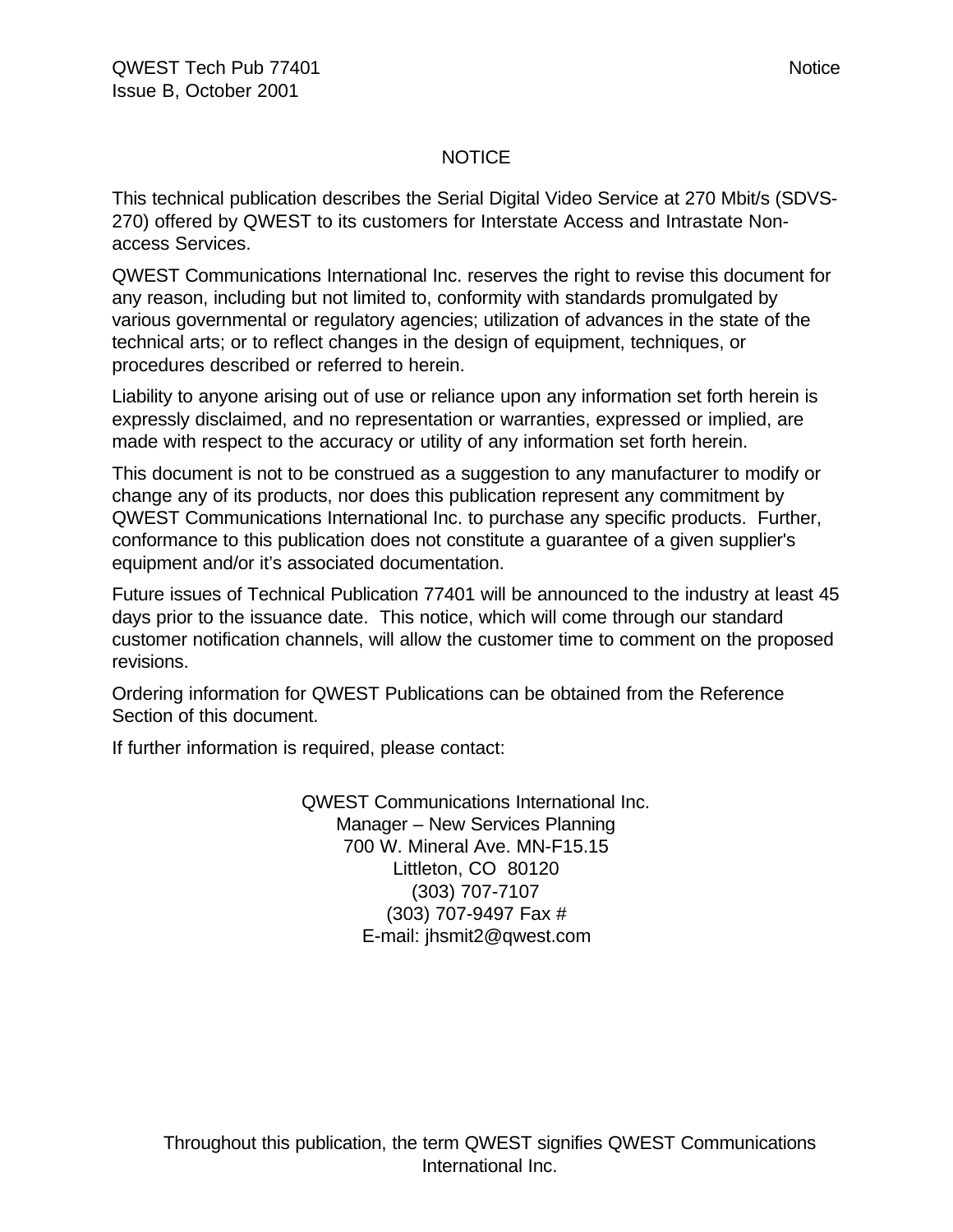# NOTICE

This technical publication describes the Serial Digital Video Service at 270 Mbit/s (SDVS-270) offered by QWEST to its customers for Interstate Access and Intrastate Non-access Services.

QWEST Communications International Inc. reserves the right to revise this document for any reason, including but not limited to, conformity with standards promulgated by various governmental or regulatory agencies; utilization of advances in the state of the technical arts; or to reflect changes in the design of equipment, techniques, or procedures described or referred to herein.

Liability to anyone arising out of use or reliance upon any information set forth herein is expressly disclaimed, and no representation or warranties, expressed or implied, are made with respect to the accuracy or utility of any information set forth herein.

This document is not to be construed as a suggestion to any manufacturer to modify or change any of its products, nor does this publication represent any commitment by QWEST Communications International Inc. to purchase any specific products. Further, conformance to this publication does not constitute a guarantee of a given supplier's equipment and/or it's associated documentation.

Future issues of Technical Publication 77401 will be announced to the industry at least 45 days prior to the issuance date. This notice, which will come through our standard customer notification channels, will allow the customer time to comment on the proposed revisions.

Ordering information for QWEST Publications can be obtained from the Reference Section of this document.

If further information is required, please contact:

QWEST Communications International Inc.
Manager – New Services Planning
700 W. Mineral Ave. MN-F15.15
Littleton, CO 80120
(303) 707-7107
(303) 707-9497 Fax #
E-mail: jhsmit2@qwest.com

Throughout this publication, the term QWEST signifies QWEST Communications International Inc.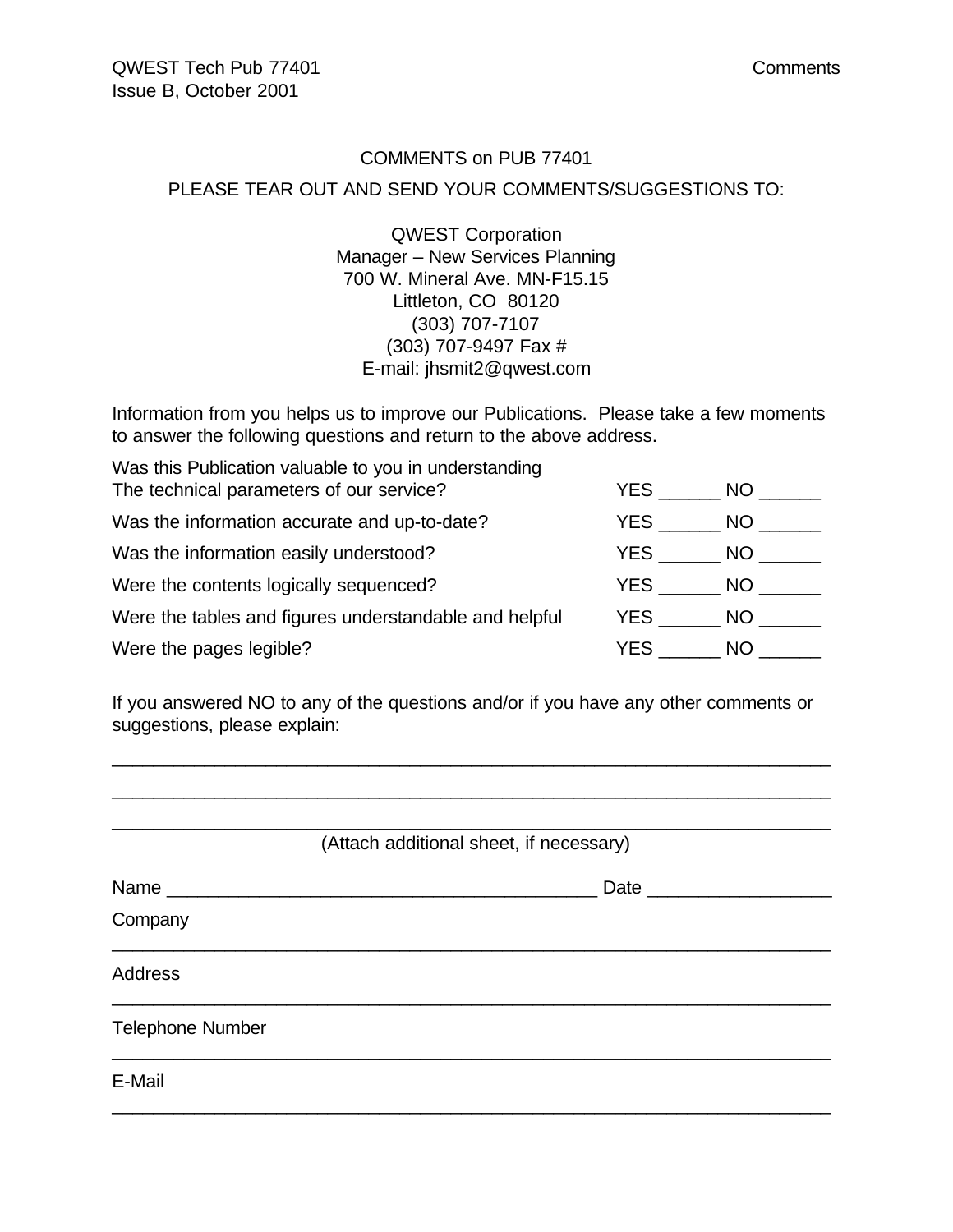## COMMENTS on PUB 77401

PLEASE TEAR OUT AND SEND YOUR COMMENTS/SUGGESTIONS TO:

QWEST Corporation
Manager – New Services Planning
700 W. Mineral Ave. MN-F15.15
Littleton, CO 80120
(303) 707-7107
(303) 707-9497 Fax #
E-mail: jhsmit2@qwest.com

Information from you helps us to improve our Publications. Please take a few moments to answer the following questions and return to the above address.

| | |
|---|---|
| Was this Publication valuable to you in understanding The technical parameters of our service? | YES ______ NO ______ |
| Was the information accurate and up-to-date? | YES ______ NO ______ |
| Was the information easily understood? | YES ______ NO ______ |
| Were the contents logically sequenced? | YES ______ NO ______ |
| Were the tables and figures understandable and helpful | YES ______ NO ______ |
| Were the pages legible? | YES ______ NO ______ |

If you answered NO to any of the questions and/or if you have any other comments or suggestions, please explain:

______________________________________________________________________

______________________________________________________________________

______________________________________________________________________

(Attach additional sheet, if necessary)

Name ________________________________________ Date _________________

Company

______________________________________________________________________

Address

______________________________________________________________________

Telephone Number

______________________________________________________________________

E-Mail

______________________________________________________________________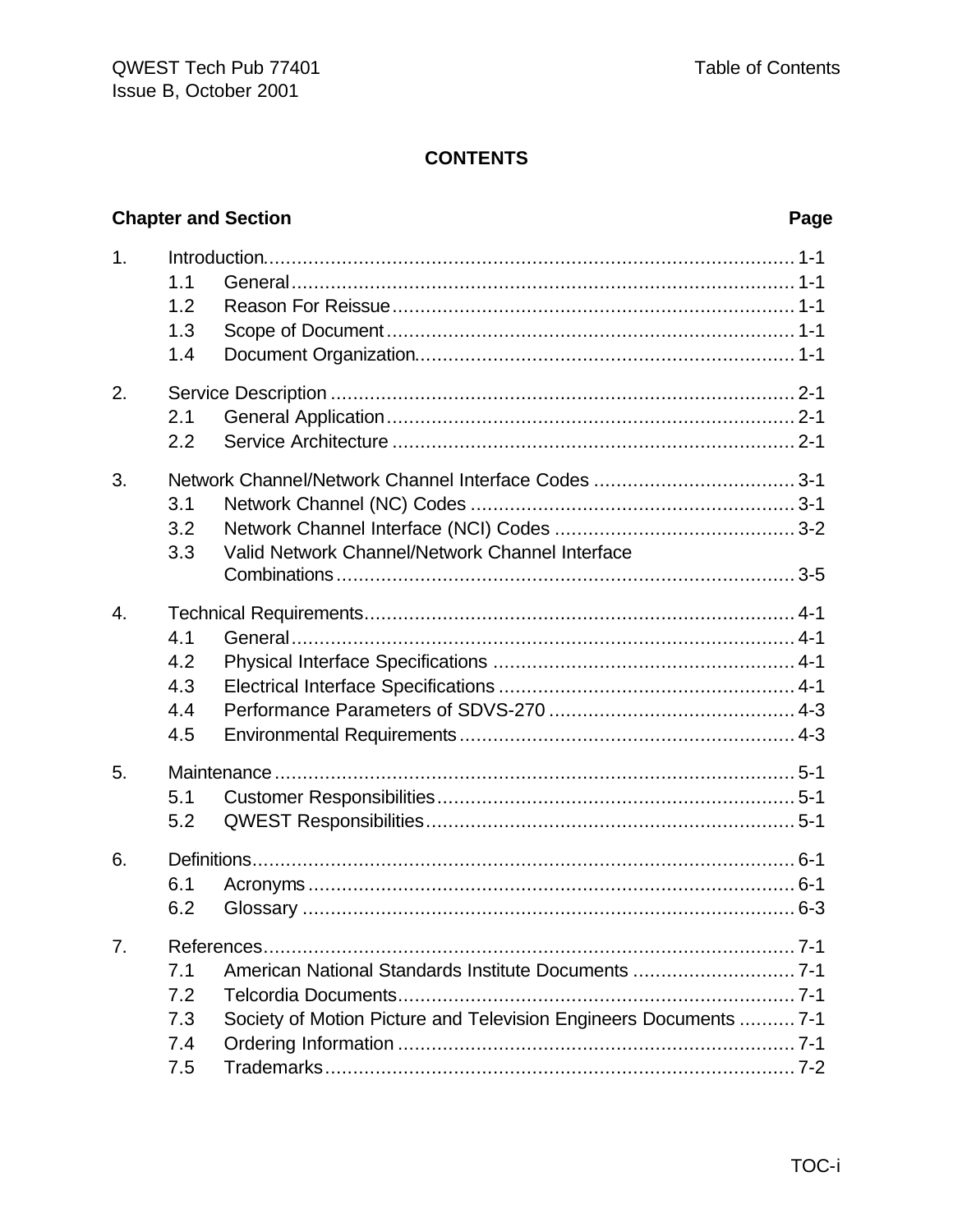# CONTENTS

| Chapter and Section | | Page |
|---|---|---|
| 1. | Introduction | 1-1 |
| | 1.1 General | 1-1 |
| | 1.2 Reason For Reissue | 1-1 |
| | 1.3 Scope of Document | 1-1 |
| | 1.4 Document Organization | 1-1 |
| 2. | Service Description | 2-1 |
| | 2.1 General Application | 2-1 |
| | 2.2 Service Architecture | 2-1 |
| 3. | Network Channel/Network Channel Interface Codes | 3-1 |
| | 3.1 Network Channel (NC) Codes | 3-1 |
| | 3.2 Network Channel Interface (NCI) Codes | 3-2 |
| | 3.3 Valid Network Channel/Network Channel Interface Combinations | 3-5 |
| 4. | Technical Requirements | 4-1 |
| | 4.1 General | 4-1 |
| | 4.2 Physical Interface Specifications | 4-1 |
| | 4.3 Electrical Interface Specifications | 4-1 |
| | 4.4 Performance Parameters of SDVS-270 | 4-3 |
| | 4.5 Environmental Requirements | 4-3 |
| 5. | Maintenance | 5-1 |
| | 5.1 Customer Responsibilities | 5-1 |
| | 5.2 QWEST Responsibilities | 5-1 |
| 6. | Definitions | 6-1 |
| | 6.1 Acronyms | 6-1 |
| | 6.2 Glossary | 6-3 |
| 7. | References | 7-1 |
| | 7.1 American National Standards Institute Documents | 7-1 |
| | 7.2 Telcordia Documents | 7-1 |
| | 7.3 Society of Motion Picture and Television Engineers Documents | 7-1 |
| | 7.4 Ordering Information | 7-1 |
| | 7.5 Trademarks | 7-2 |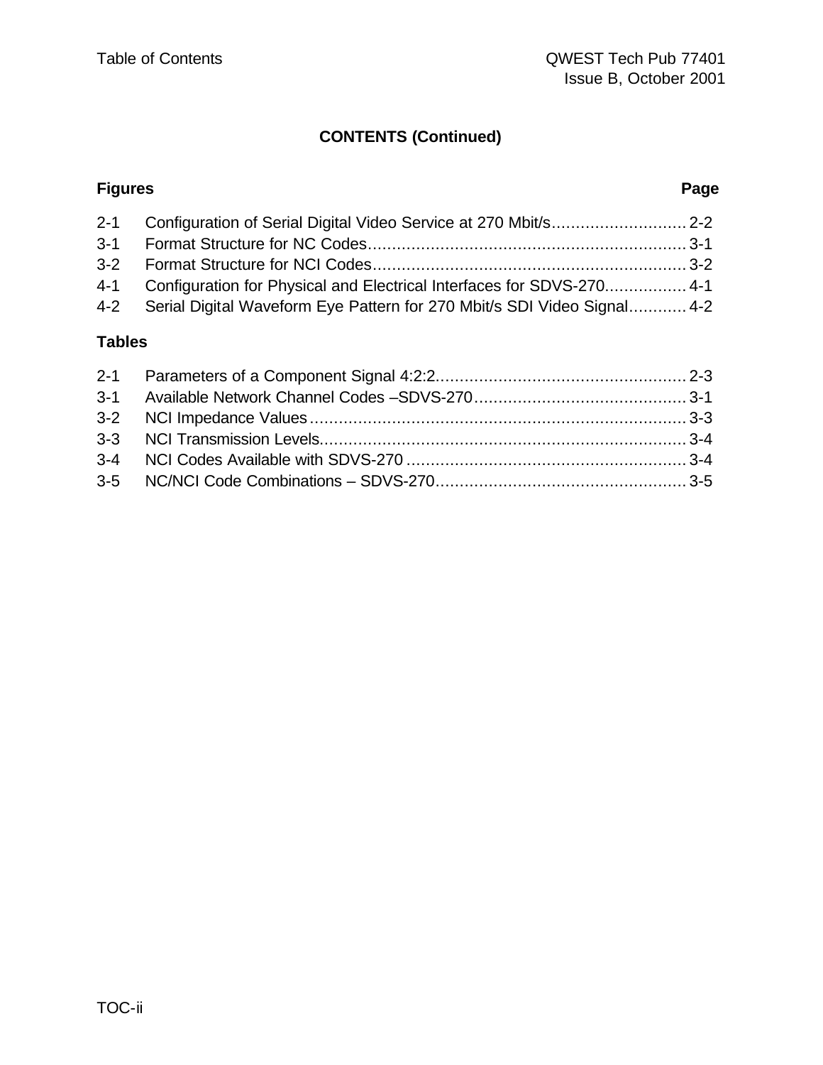## CONTENTS (Continued)

**Figures** **Page**

| | | |
|---|---|---|
| 2-1 | Configuration of Serial Digital Video Service at 270 Mbit/s | 2-2 |
| 3-1 | Format Structure for NC Codes | 3-1 |
| 3-2 | Format Structure for NCI Codes | 3-2 |
| 4-1 | Configuration for Physical and Electrical Interfaces for SDVS-270 | 4-1 |
| 4-2 | Serial Digital Waveform Eye Pattern for 270 Mbit/s SDI Video Signal | 4-2 |

**Tables**

| | | |
|---|---|---|
| 2-1 | Parameters of a Component Signal 4:2:2 | 2-3 |
| 3-1 | Available Network Channel Codes –SDVS-270 | 3-1 |
| 3-2 | NCI Impedance Values | 3-3 |
| 3-3 | NCI Transmission Levels | 3-4 |
| 3-4 | NCI Codes Available with SDVS-270 | 3-4 |
| 3-5 | NC/NCI Code Combinations – SDVS-270 | 3-5 |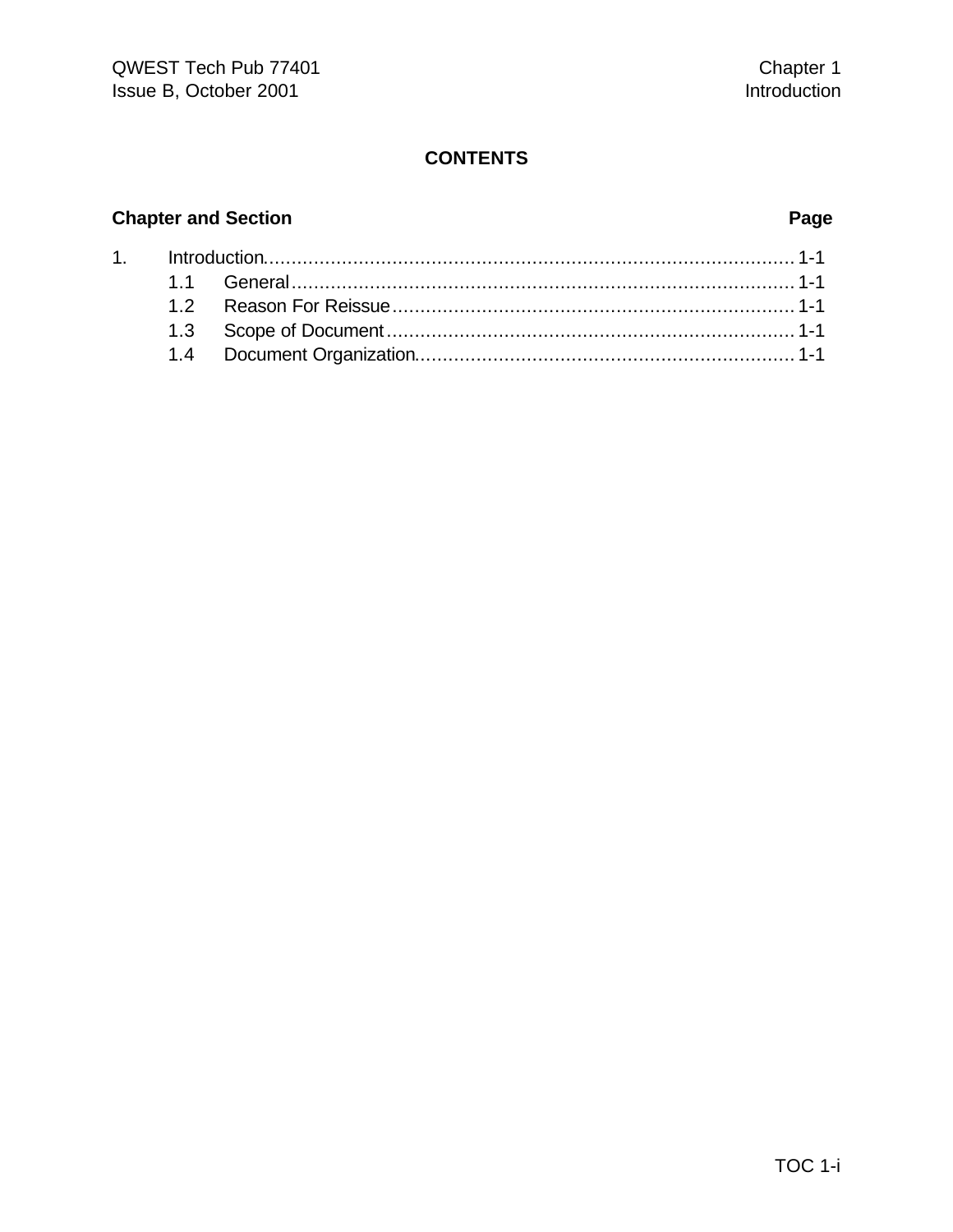## CONTENTS

| Chapter and Section | | Page |
|---|---|---|
| 1. | Introduction | 1-1 |
| | 1.1 General | 1-1 |
| | 1.2 Reason For Reissue | 1-1 |
| | 1.3 Scope of Document | 1-1 |
| | 1.4 Document Organization | 1-1 |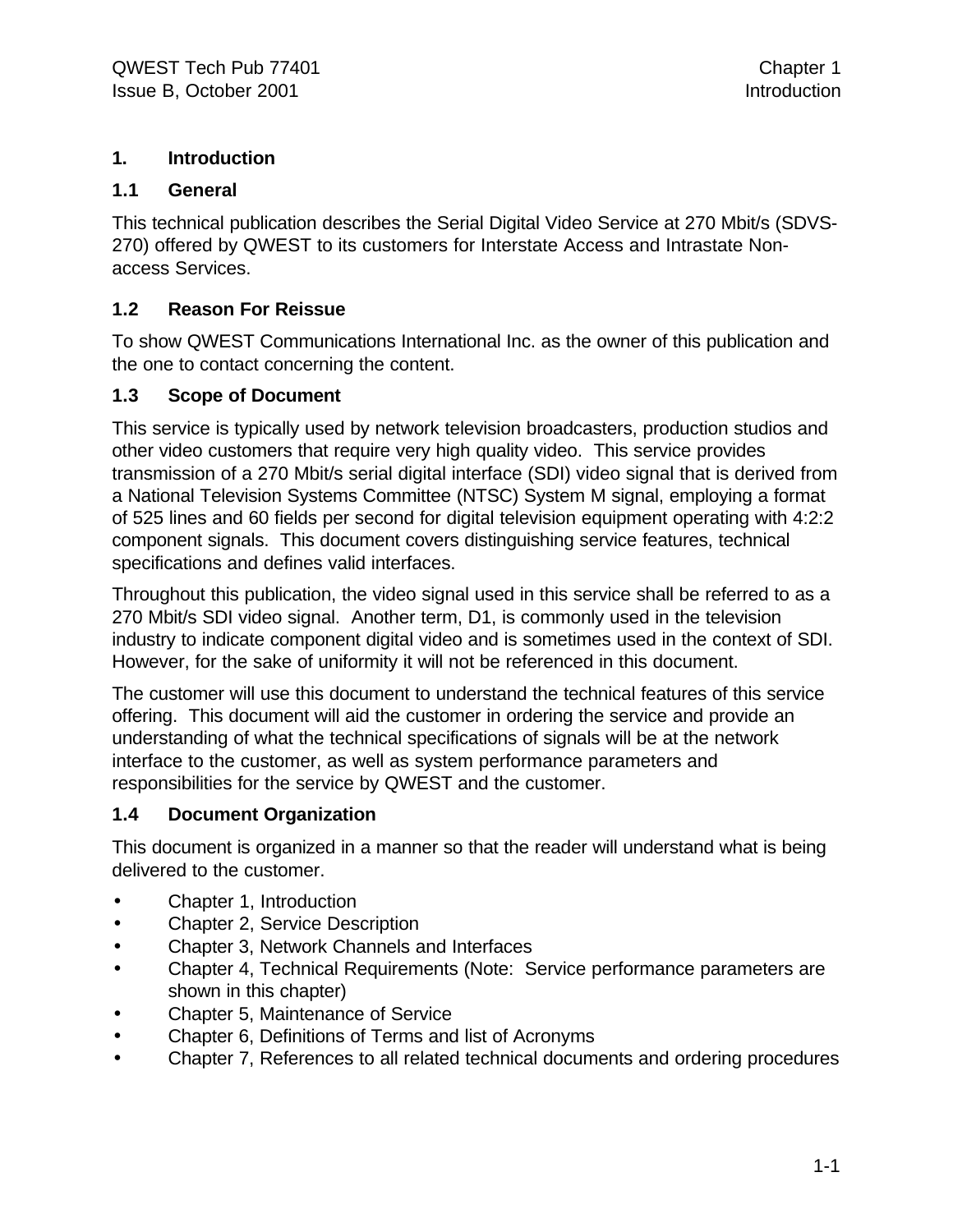# 1. Introduction

## 1.1 General

This technical publication describes the Serial Digital Video Service at 270 Mbit/s (SDVS-270) offered by QWEST to its customers for Interstate Access and Intrastate Non-access Services.

## 1.2 Reason For Reissue

To show QWEST Communications International Inc. as the owner of this publication and the one to contact concerning the content.

## 1.3 Scope of Document

This service is typically used by network television broadcasters, production studios and other video customers that require very high quality video. This service provides transmission of a 270 Mbit/s serial digital interface (SDI) video signal that is derived from a National Television Systems Committee (NTSC) System M signal, employing a format of 525 lines and 60 fields per second for digital television equipment operating with 4:2:2 component signals. This document covers distinguishing service features, technical specifications and defines valid interfaces.

Throughout this publication, the video signal used in this service shall be referred to as a 270 Mbit/s SDI video signal. Another term, D1, is commonly used in the television industry to indicate component digital video and is sometimes used in the context of SDI. However, for the sake of uniformity it will not be referenced in this document.

The customer will use this document to understand the technical features of this service offering. This document will aid the customer in ordering the service and provide an understanding of what the technical specifications of signals will be at the network interface to the customer, as well as system performance parameters and responsibilities for the service by QWEST and the customer.

## 1.4 Document Organization

This document is organized in a manner so that the reader will understand what is being delivered to the customer.

- Chapter 1, Introduction
- Chapter 2, Service Description
- Chapter 3, Network Channels and Interfaces
- Chapter 4, Technical Requirements (Note: Service performance parameters are shown in this chapter)
- Chapter 5, Maintenance of Service
- Chapter 6, Definitions of Terms and list of Acronyms
- Chapter 7, References to all related technical documents and ordering procedures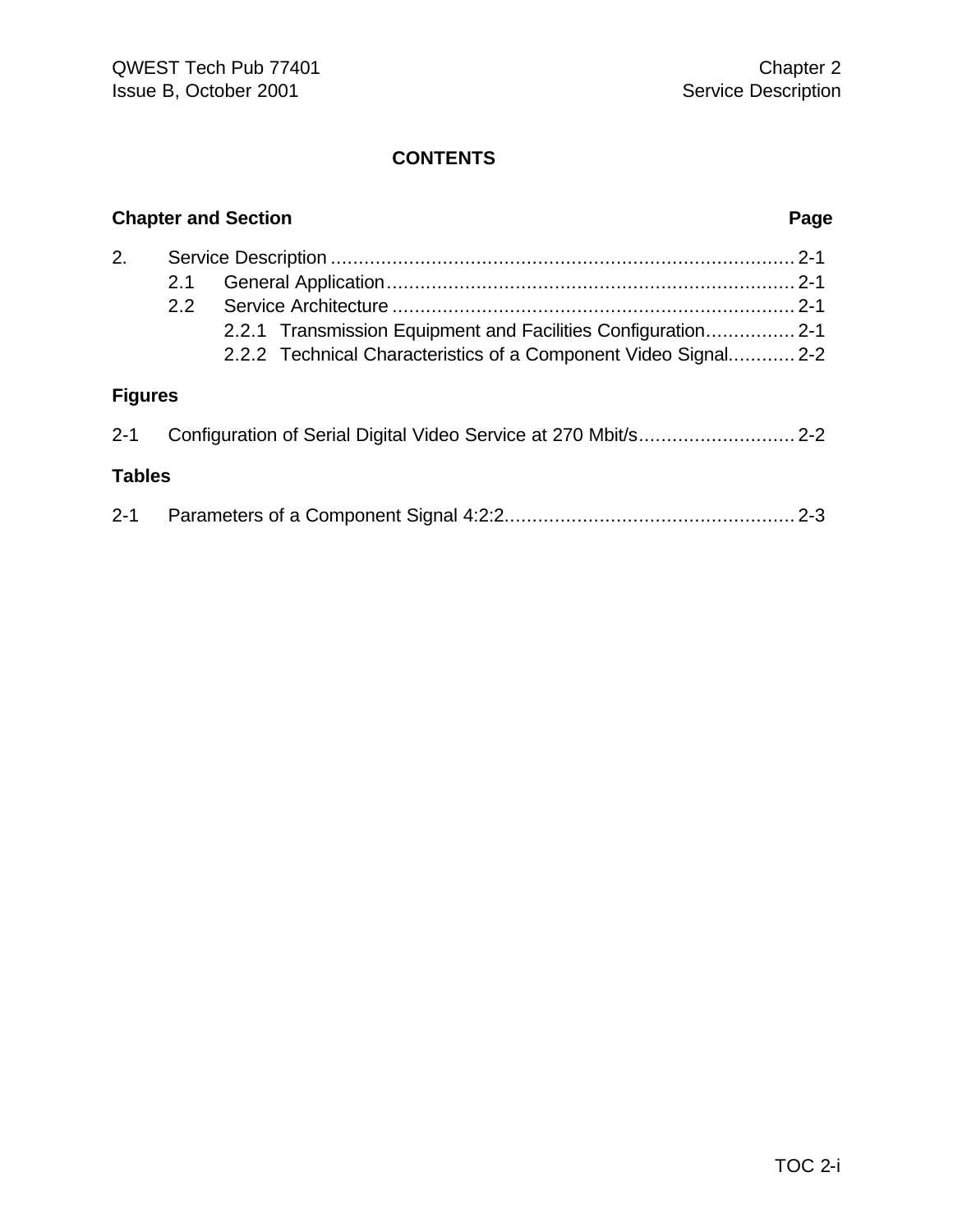# CONTENTS

| Chapter and Section | Page |
|---|---|
| 2. Service Description | 2-1 |
| 2.1 General Application | 2-1 |
| 2.2 Service Architecture | 2-1 |
| 2.2.1 Transmission Equipment and Facilities Configuration | 2-1 |
| 2.2.2 Technical Characteristics of a Component Video Signal | 2-2 |

**Figures**

| | | |
|---|---|---|
| 2-1 | Configuration of Serial Digital Video Service at 270 Mbit/s | 2-2 |

**Tables**

| | | |
|---|---|---|
| 2-1 | Parameters of a Component Signal 4:2:2 | 2-3 |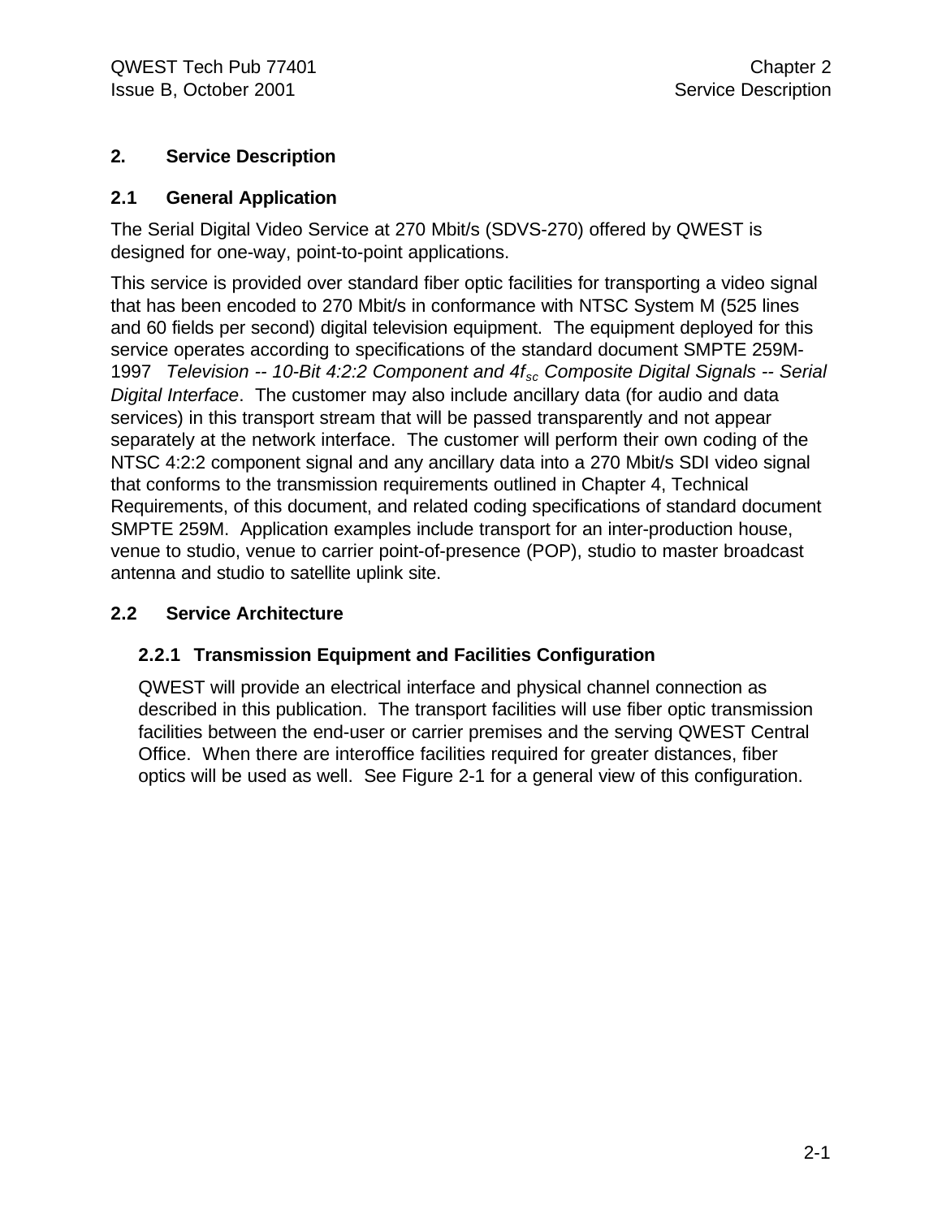# 2. Service Description

## 2.1 General Application

The Serial Digital Video Service at 270 Mbit/s (SDVS-270) offered by QWEST is designed for one-way, point-to-point applications.

This service is provided over standard fiber optic facilities for transporting a video signal that has been encoded to 270 Mbit/s in conformance with NTSC System M (525 lines and 60 fields per second) digital television equipment. The equipment deployed for this service operates according to specifications of the standard document SMPTE 259M-1997 *Television -- 10-Bit 4:2:2 Component and 4$f_{sc}$ Composite Digital Signals -- Serial Digital Interface*. The customer may also include ancillary data (for audio and data services) in this transport stream that will be passed transparently and not appear separately at the network interface. The customer will perform their own coding of the NTSC 4:2:2 component signal and any ancillary data into a 270 Mbit/s SDI video signal that conforms to the transmission requirements outlined in Chapter 4, Technical Requirements, of this document, and related coding specifications of standard document SMPTE 259M. Application examples include transport for an inter-production house, venue to studio, venue to carrier point-of-presence (POP), studio to master broadcast antenna and studio to satellite uplink site.

## 2.2 Service Architecture

### 2.2.1 Transmission Equipment and Facilities Configuration

QWEST will provide an electrical interface and physical channel connection as described in this publication. The transport facilities will use fiber optic transmission facilities between the end-user or carrier premises and the serving QWEST Central Office. When there are interoffice facilities required for greater distances, fiber optics will be used as well. See Figure 2-1 for a general view of this configuration.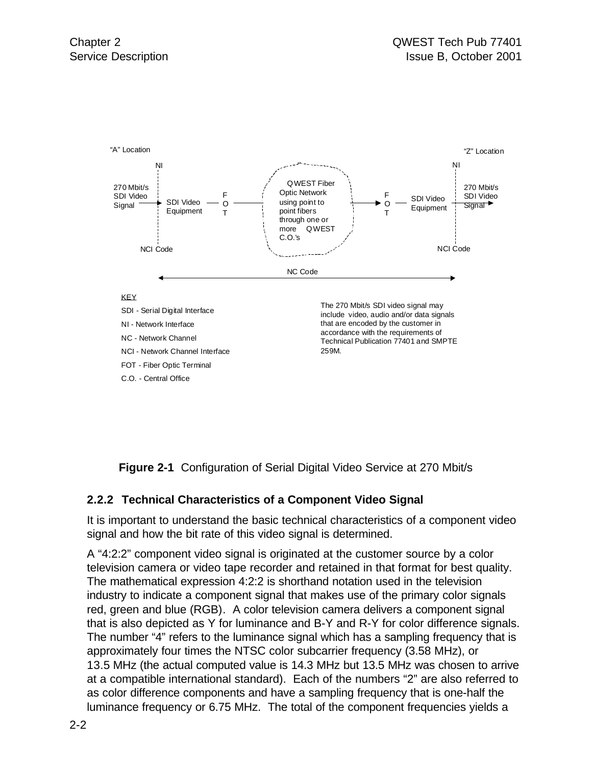"A" Location

"Z" Location

NI

NI

270 Mbit/s SDI Video Signal → SDI Video Equipment — FOT — QWEST Fiber Optic Network using point to point fibers through one or more QWEST C.O.'s → FOT — SDI Video Equipment → 270 Mbit/s SDI Video Signal

NCI Code

NCI Code

NC Code

KEY

SDI - Serial Digital Interface

NI - Network Interface

NC - Network Channel

NCI - Network Channel Interface

FOT - Fiber Optic Terminal

C.O. - Central Office

The 270 Mbit/s SDI video signal may include video, audio and/or data signals that are encoded by the customer in accordance with the requirements of Technical Publication 77401 and SMPTE 259M.

**Figure 2-1** Configuration of Serial Digital Video Service at 270 Mbit/s

### 2.2.2 Technical Characteristics of a Component Video Signal

It is important to understand the basic technical characteristics of a component video signal and how the bit rate of this video signal is determined.

A "4:2:2" component video signal is originated at the customer source by a color television camera or video tape recorder and retained in that format for best quality. The mathematical expression 4:2:2 is shorthand notation used in the television industry to indicate a component signal that makes use of the primary color signals red, green and blue (RGB). A color television camera delivers a component signal that is also depicted as Y for luminance and B-Y and R-Y for color difference signals. The number "4" refers to the luminance signal which has a sampling frequency that is approximately four times the NTSC color subcarrier frequency (3.58 MHz), or 13.5 MHz (the actual computed value is 14.3 MHz but 13.5 MHz was chosen to arrive at a compatible international standard). Each of the numbers "2" are also referred to as color difference components and have a sampling frequency that is one-half the luminance frequency or 6.75 MHz. The total of the component frequencies yields a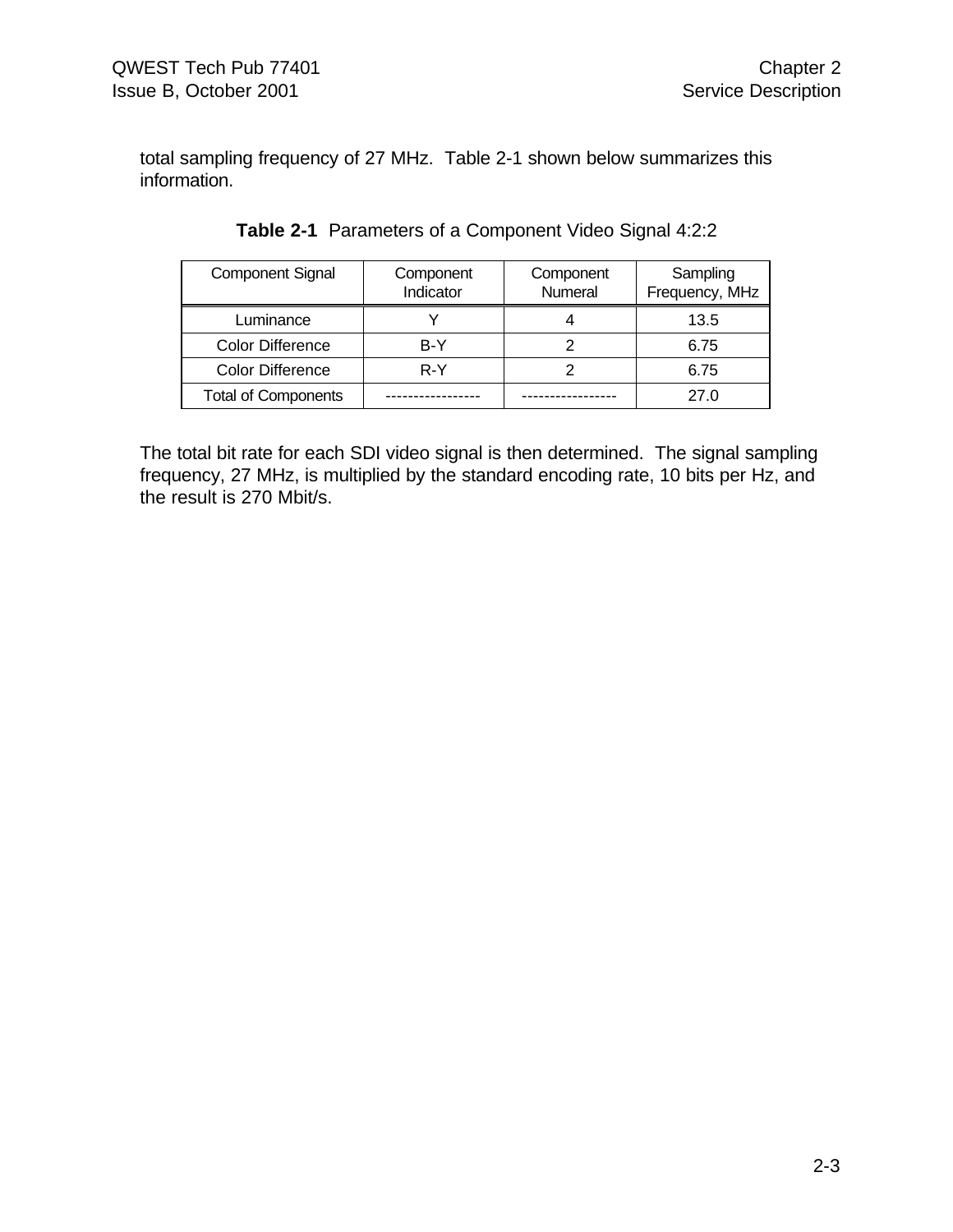total sampling frequency of 27 MHz. Table 2-1 shown below summarizes this information.

**Table 2-1** Parameters of a Component Video Signal 4:2:2

| Component Signal | Component Indicator | Component Numeral | Sampling Frequency, MHz |
|---|---|---|---|
| Luminance | Y | 4 | 13.5 |
| Color Difference | B-Y | 2 | 6.75 |
| Color Difference | R-Y | 2 | 6.75 |
| Total of Components | ----------------- | ----------------- | 27.0 |

The total bit rate for each SDI video signal is then determined. The signal sampling frequency, 27 MHz, is multiplied by the standard encoding rate, 10 bits per Hz, and the result is 270 Mbit/s.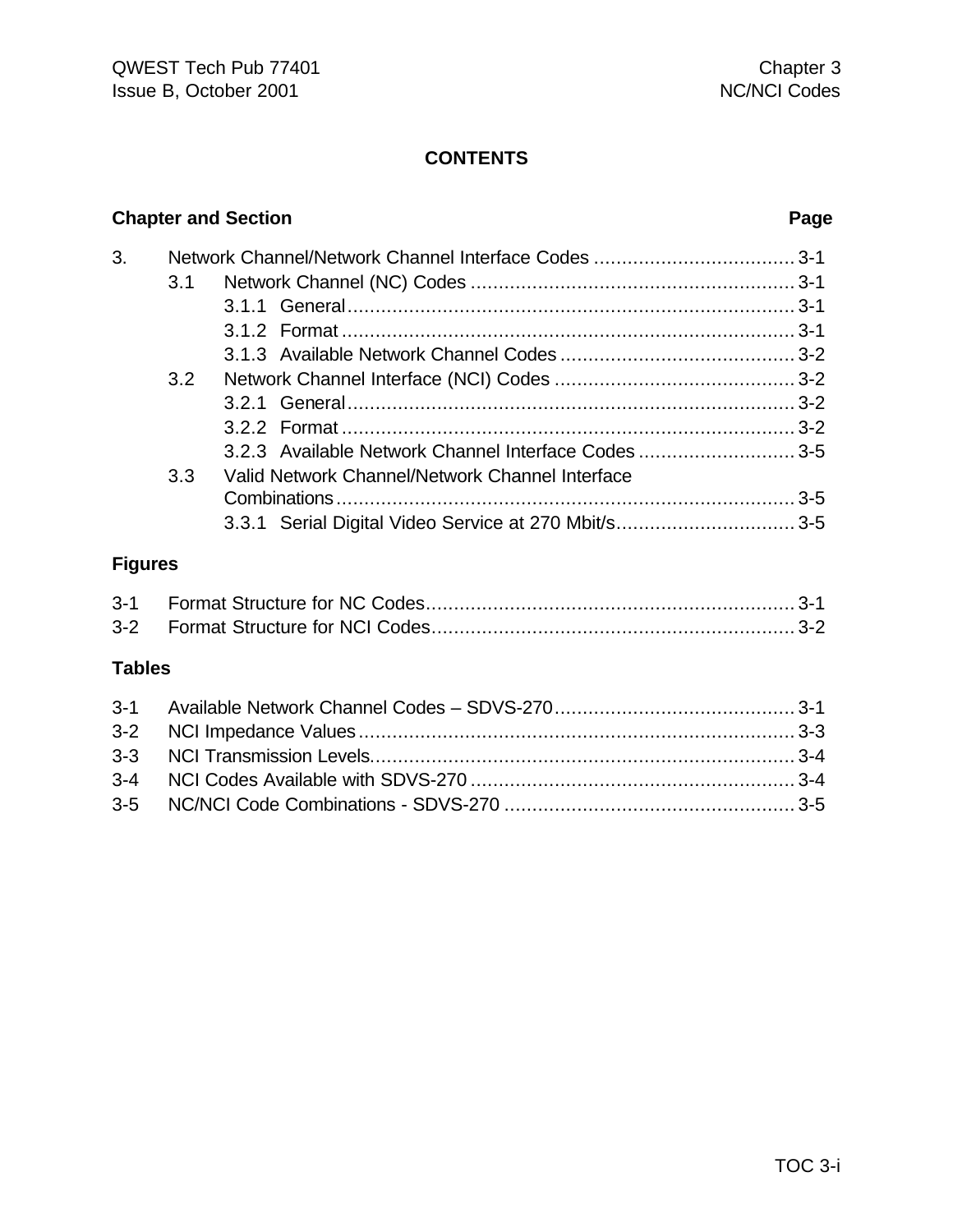# CONTENTS

| Chapter and Section | | | Page |
|---|---|---|---|
| 3. | Network Channel/Network Channel Interface Codes | | 3-1 |
| | 3.1 | Network Channel (NC) Codes | 3-1 |
| | | 3.1.1 General | 3-1 |
| | | 3.1.2 Format | 3-1 |
| | | 3.1.3 Available Network Channel Codes | 3-2 |
| | 3.2 | Network Channel Interface (NCI) Codes | 3-2 |
| | | 3.2.1 General | 3-2 |
| | | 3.2.2 Format | 3-2 |
| | | 3.2.3 Available Network Channel Interface Codes | 3-5 |
| | 3.3 | Valid Network Channel/Network Channel Interface Combinations | 3-5 |
| | | 3.3.1 Serial Digital Video Service at 270 Mbit/s | 3-5 |

## Figures

| | | |
|---|---|---|
| 3-1 | Format Structure for NC Codes | 3-1 |
| 3-2 | Format Structure for NCI Codes | 3-2 |

## Tables

| | | |
|---|---|---|
| 3-1 | Available Network Channel Codes – SDVS-270 | 3-1 |
| 3-2 | NCI Impedance Values | 3-3 |
| 3-3 | NCI Transmission Levels | 3-4 |
| 3-4 | NCI Codes Available with SDVS-270 | 3-4 |
| 3-5 | NC/NCI Code Combinations - SDVS-270 | 3-5 |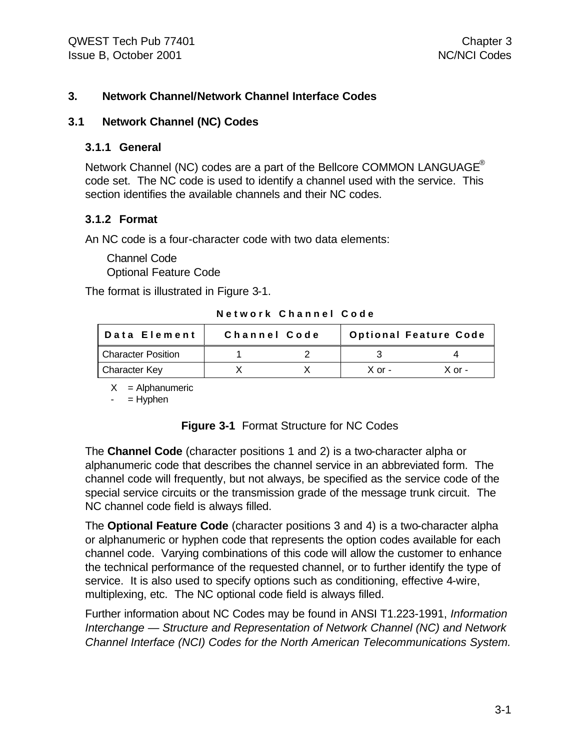# 3. Network Channel/Network Channel Interface Codes

## 3.1 Network Channel (NC) Codes

### 3.1.1 General

Network Channel (NC) codes are a part of the Bellcore COMMON LANGUAGE® code set. The NC code is used to identify a channel used with the service. This section identifies the available channels and their NC codes.

### 3.1.2 Format

An NC code is a four-character code with two data elements:

Channel Code
Optional Feature Code

The format is illustrated in Figure 3-1.

**Network Channel Code**

| Data Element | Channel Code | | Optional Feature Code | |
|---|---|---|---|---|
| Character Position | 1 | 2 | 3 | 4 |
| Character Key | X | X | X or - | X or - |

X = Alphanumeric
- = Hyphen

**Figure 3-1** Format Structure for NC Codes

The **Channel Code** (character positions 1 and 2) is a two-character alpha or alphanumeric code that describes the channel service in an abbreviated form. The channel code will frequently, but not always, be specified as the service code of the special service circuits or the transmission grade of the message trunk circuit. The NC channel code field is always filled.

The **Optional Feature Code** (character positions 3 and 4) is a two-character alpha or alphanumeric or hyphen code that represents the option codes available for each channel code. Varying combinations of this code will allow the customer to enhance the technical performance of the requested channel, or to further identify the type of service. It is also used to specify options such as conditioning, effective 4-wire, multiplexing, etc. The NC optional code field is always filled.

Further information about NC Codes may be found in ANSI T1.223-1991, *Information Interchange — Structure and Representation of Network Channel (NC) and Network Channel Interface (NCI) Codes for the North American Telecommunications System.*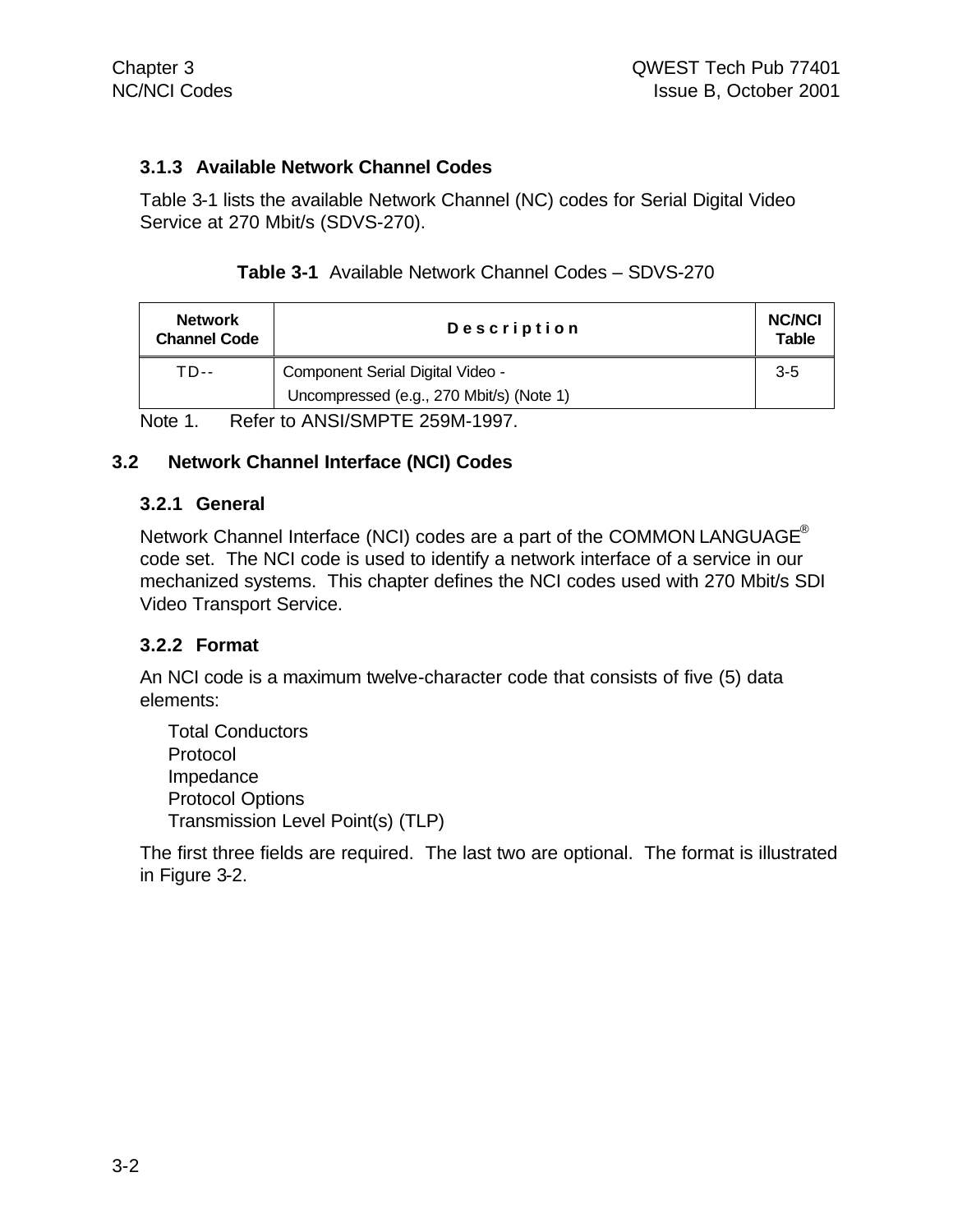### 3.1.3 Available Network Channel Codes

Table 3-1 lists the available Network Channel (NC) codes for Serial Digital Video Service at 270 Mbit/s (SDVS-270).

**Table 3-1** Available Network Channel Codes – SDVS-270

| Network Channel Code | Description | NC/NCI Table |
|---|---|---|
| TD-- | Component Serial Digital Video - Uncompressed (e.g., 270 Mbit/s) (Note 1) | 3-5 |

Note 1. Refer to ANSI/SMPTE 259M-1997.

## 3.2 Network Channel Interface (NCI) Codes

### 3.2.1 General

Network Channel Interface (NCI) codes are a part of the COMMON LANGUAGE® code set. The NCI code is used to identify a network interface of a service in our mechanized systems. This chapter defines the NCI codes used with 270 Mbit/s SDI Video Transport Service.

### 3.2.2 Format

An NCI code is a maximum twelve-character code that consists of five (5) data elements:

- Total Conductors
- Protocol
- Impedance
- Protocol Options
- Transmission Level Point(s) (TLP)

The first three fields are required. The last two are optional. The format is illustrated in Figure 3-2.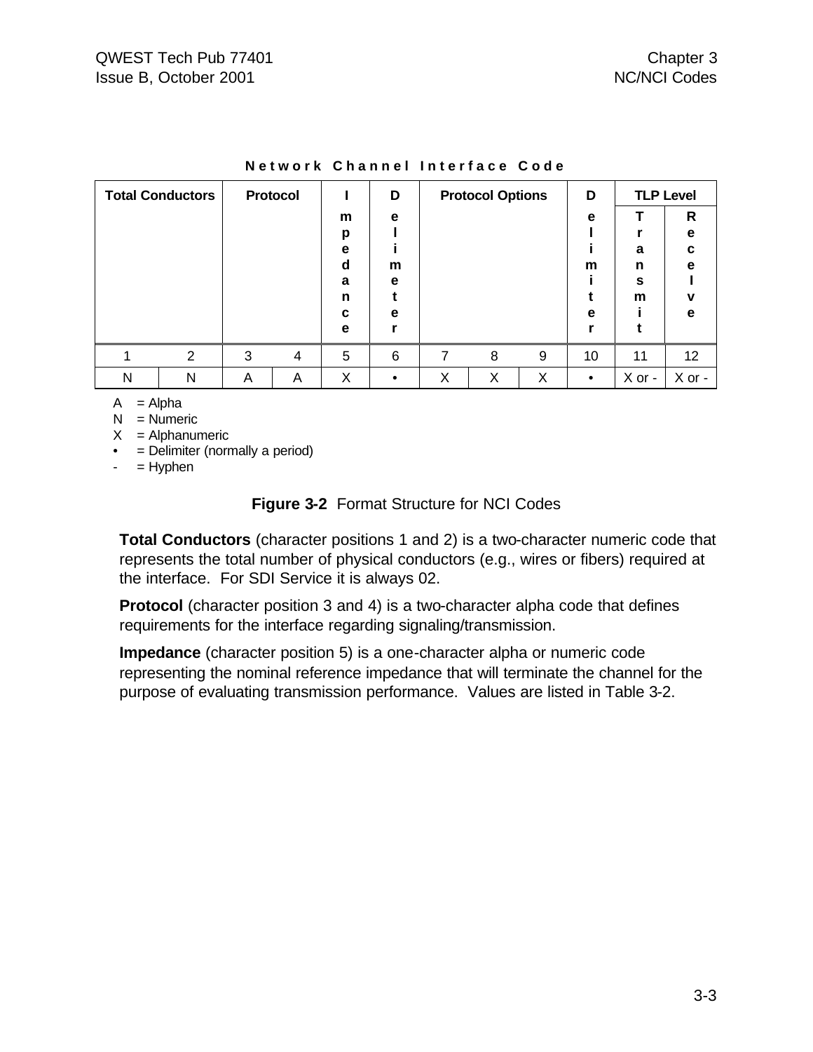**Network Channel Interface Code**

| Total Conductors | | Protocol | | Impedance | Delimiter | Protocol Options | | | Delimiter | TLP Level | |
|---|---|---|---|---|---|---|---|---|---|---|---|
| | | | | | | | | | | Transmit | Receive |
| 1 | 2 | 3 | 4 | 5 | 6 | 7 | 8 | 9 | 10 | 11 | 12 |
| N | N | A | A | X | • | X | X | X | • | X or - | X or - |

A = Alpha
N = Numeric
X = Alphanumeric
• = Delimiter (normally a period)
- = Hyphen

**Figure 3-2** Format Structure for NCI Codes

**Total Conductors** (character positions 1 and 2) is a two-character numeric code that represents the total number of physical conductors (e.g., wires or fibers) required at the interface. For SDI Service it is always 02.

**Protocol** (character position 3 and 4) is a two-character alpha code that defines requirements for the interface regarding signaling/transmission.

**Impedance** (character position 5) is a one-character alpha or numeric code representing the nominal reference impedance that will terminate the channel for the purpose of evaluating transmission performance. Values are listed in Table 3-2.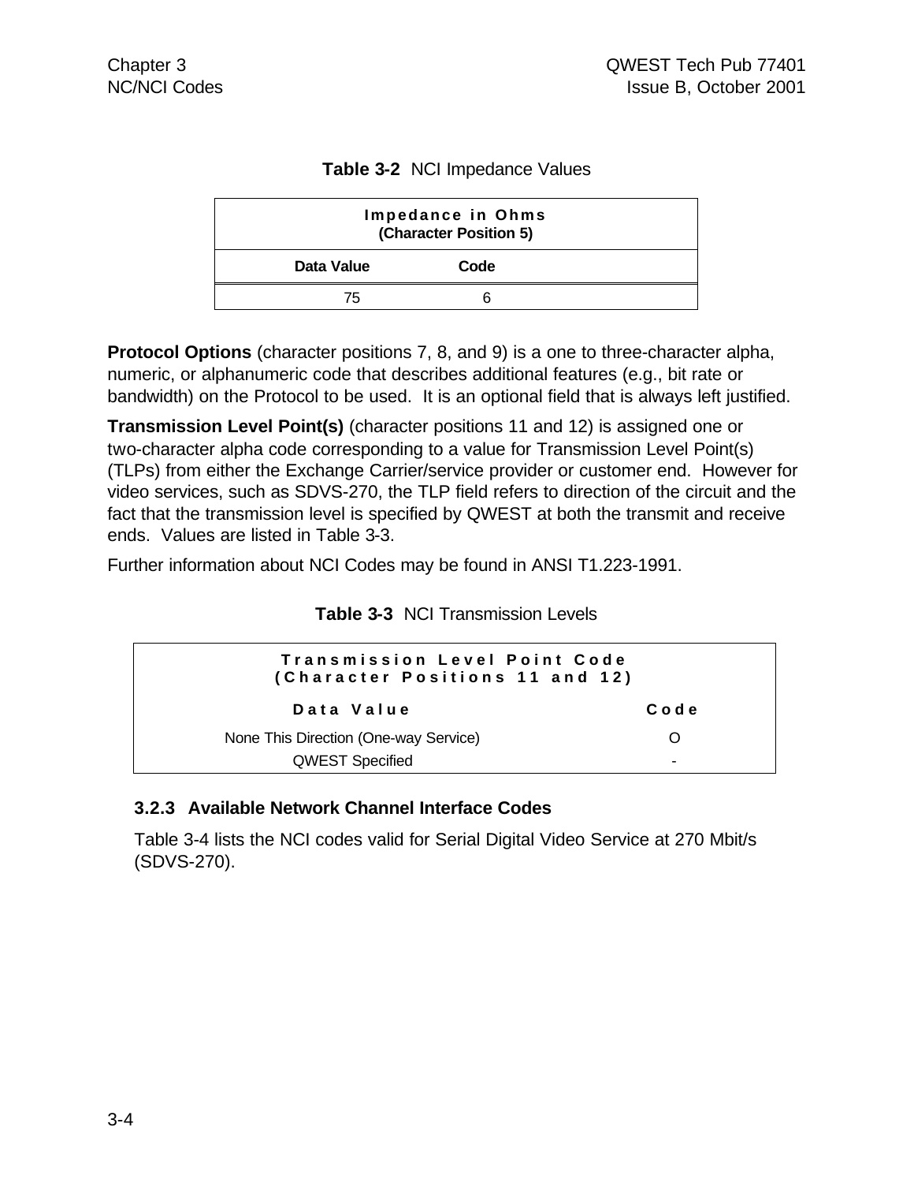**Table 3-2** NCI Impedance Values

| Impedance in Ohms (Character Position 5) | |
|---|---|
| **Data Value** | **Code** |
| 75 | 6 |

**Protocol Options** (character positions 7, 8, and 9) is a one to three-character alpha, numeric, or alphanumeric code that describes additional features (e.g., bit rate or bandwidth) on the Protocol to be used. It is an optional field that is always left justified.

**Transmission Level Point(s)** (character positions 11 and 12) is assigned one or two-character alpha code corresponding to a value for Transmission Level Point(s) (TLPs) from either the Exchange Carrier/service provider or customer end. However for video services, such as SDVS-270, the TLP field refers to direction of the circuit and the fact that the transmission level is specified by QWEST at both the transmit and receive ends. Values are listed in Table 3-3.

Further information about NCI Codes may be found in ANSI T1.223-1991.

**Table 3-3** NCI Transmission Levels

| Transmission Level Point Code (Character Positions 11 and 12) | |
|---|---|
| **Data Value** | **Code** |
| None This Direction (One-way Service) | O |
| QWEST Specified | - |

### 3.2.3 Available Network Channel Interface Codes

Table 3-4 lists the NCI codes valid for Serial Digital Video Service at 270 Mbit/s (SDVS-270).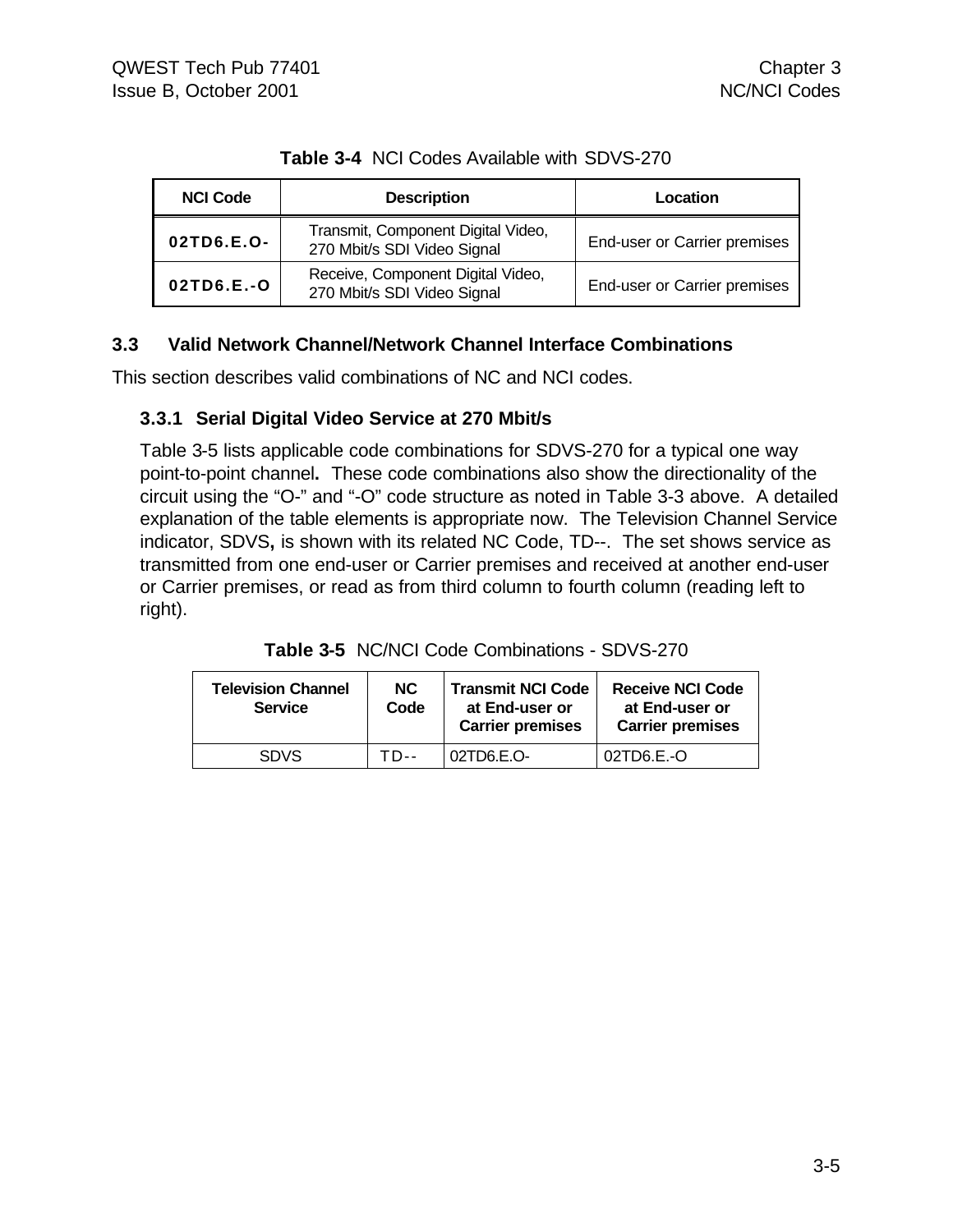**Table 3-4** NCI Codes Available with SDVS-270

| NCI Code | Description | Location |
|---|---|---|
| **02TD6.E.O-** | Transmit, Component Digital Video, 270 Mbit/s SDI Video Signal | End-user or Carrier premises |
| **02TD6.E.-O** | Receive, Component Digital Video, 270 Mbit/s SDI Video Signal | End-user or Carrier premises |

## 3.3 Valid Network Channel/Network Channel Interface Combinations

This section describes valid combinations of NC and NCI codes.

### 3.3.1 Serial Digital Video Service at 270 Mbit/s

Table 3-5 lists applicable code combinations for SDVS-270 for a typical one way point-to-point channel**.** These code combinations also show the directionality of the circuit using the "O-" and "-O" code structure as noted in Table 3-3 above. A detailed explanation of the table elements is appropriate now. The Television Channel Service indicator, SDVS**,** is shown with its related NC Code, TD--. The set shows service as transmitted from one end-user or Carrier premises and received at another end-user or Carrier premises, or read as from third column to fourth column (reading left to right).

**Table 3-5** NC/NCI Code Combinations - SDVS-270

| Television Channel Service | NC Code | Transmit NCI Code at End-user or Carrier premises | Receive NCI Code at End-user or Carrier premises |
|---|---|---|---|
| SDVS | TD-- | 02TD6.E.O- | 02TD6.E.-O |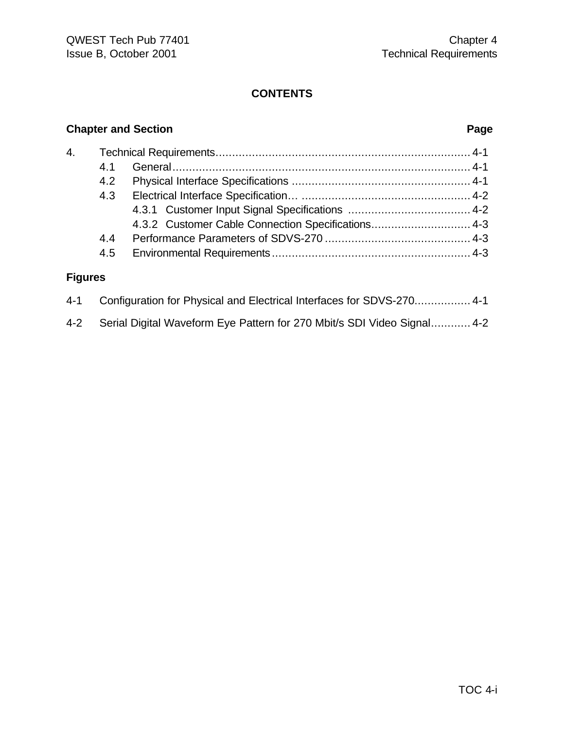## CONTENTS

| Chapter and Section | | | Page |
|---|---|---|---|
| 4. | Technical Requirements | | 4-1 |
| | 4.1 | General | 4-1 |
| | 4.2 | Physical Interface Specifications | 4-1 |
| | 4.3 | Electrical Interface Specification… | 4-2 |
| | | 4.3.1 Customer Input Signal Specifications | 4-2 |
| | | 4.3.2 Customer Cable Connection Specifications | 4-3 |
| | 4.4 | Performance Parameters of SDVS-270 | 4-3 |
| | 4.5 | Environmental Requirements | 4-3 |

**Figures**

| | | |
|---|---|---|
| 4-1 | Configuration for Physical and Electrical Interfaces for SDVS-270 | 4-1 |
| 4-2 | Serial Digital Waveform Eye Pattern for 270 Mbit/s SDI Video Signal | 4-2 |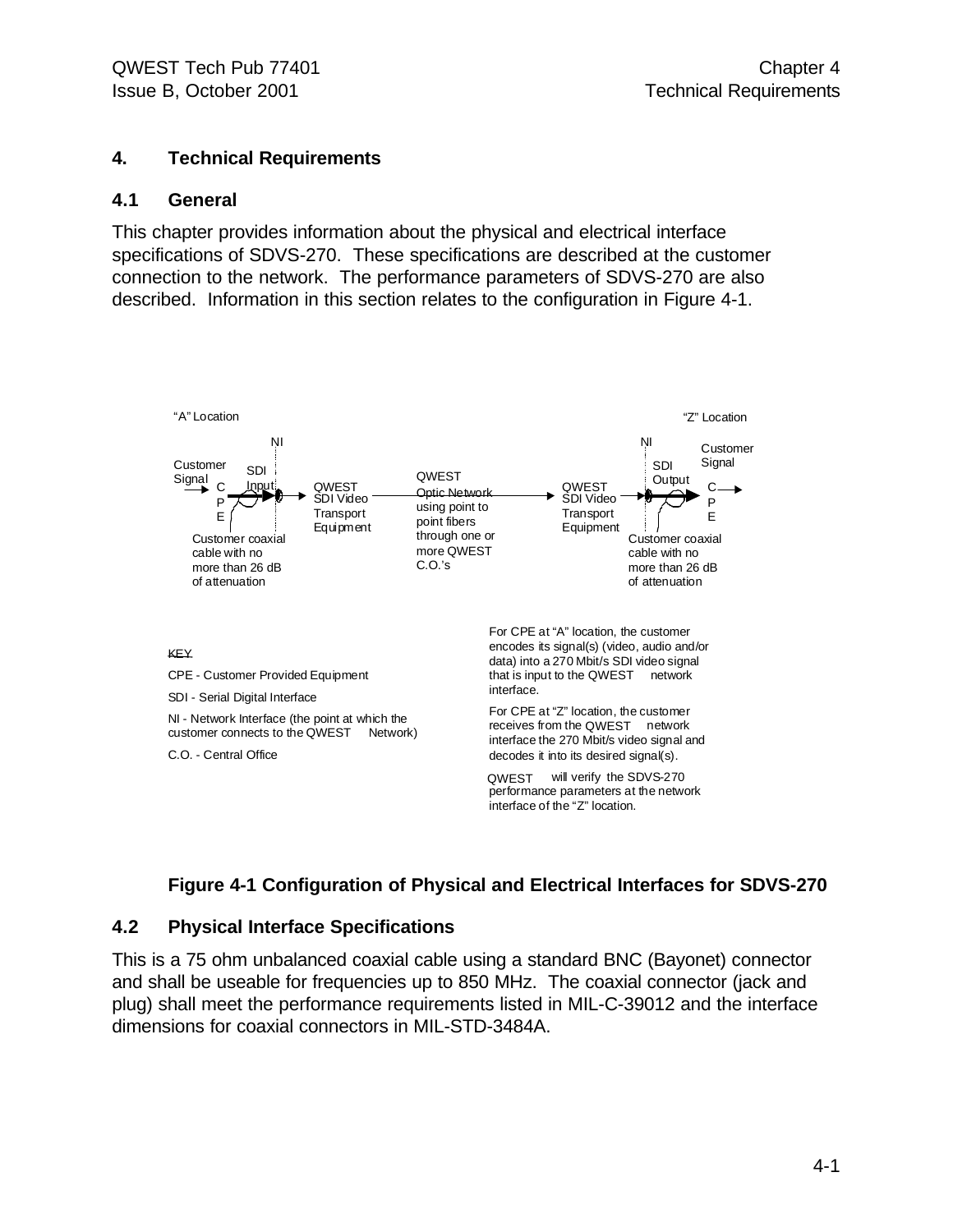# 4. Technical Requirements

## 4.1 General

This chapter provides information about the physical and electrical interface specifications of SDVS-270. These specifications are described at the customer connection to the network. The performance parameters of SDVS-270 are also described. Information in this section relates to the configuration in Figure 4-1.

"A" Location

"Z" Location

NI

NI

Customer Signal

SDI Input

CPE

QWEST SDI Video Transport Equipment

QWEST Optic Network using point to point fibers through one or more QWEST C.O.'s

QWEST SDI Video Transport Equipment

SDI Output

Customer Signal

CPE

Customer coaxial cable with no more than 26 dB of attenuation

Customer coaxial cable with no more than 26 dB of attenuation

KEY

CPE - Customer Provided Equipment

SDI - Serial Digital Interface

NI - Network Interface (the point at which the customer connects to the QWEST Network)

C.O. - Central Office

For CPE at "A" location, the customer encodes its signal(s) (video, audio and/or data) into a 270 Mbit/s SDI video signal that is input to the QWEST network interface.

For CPE at "Z" location, the customer receives from the QWEST network interface the 270 Mbit/s video signal and decodes it into its desired signal(s).

QWEST will verify the SDVS-270 performance parameters at the network interface of the "Z" location.

**Figure 4-1 Configuration of Physical and Electrical Interfaces for SDVS-270**

## 4.2 Physical Interface Specifications

This is a 75 ohm unbalanced coaxial cable using a standard BNC (Bayonet) connector and shall be useable for frequencies up to 850 MHz. The coaxial connector (jack and plug) shall meet the performance requirements listed in MIL-C-39012 and the interface dimensions for coaxial connectors in MIL-STD-3484A.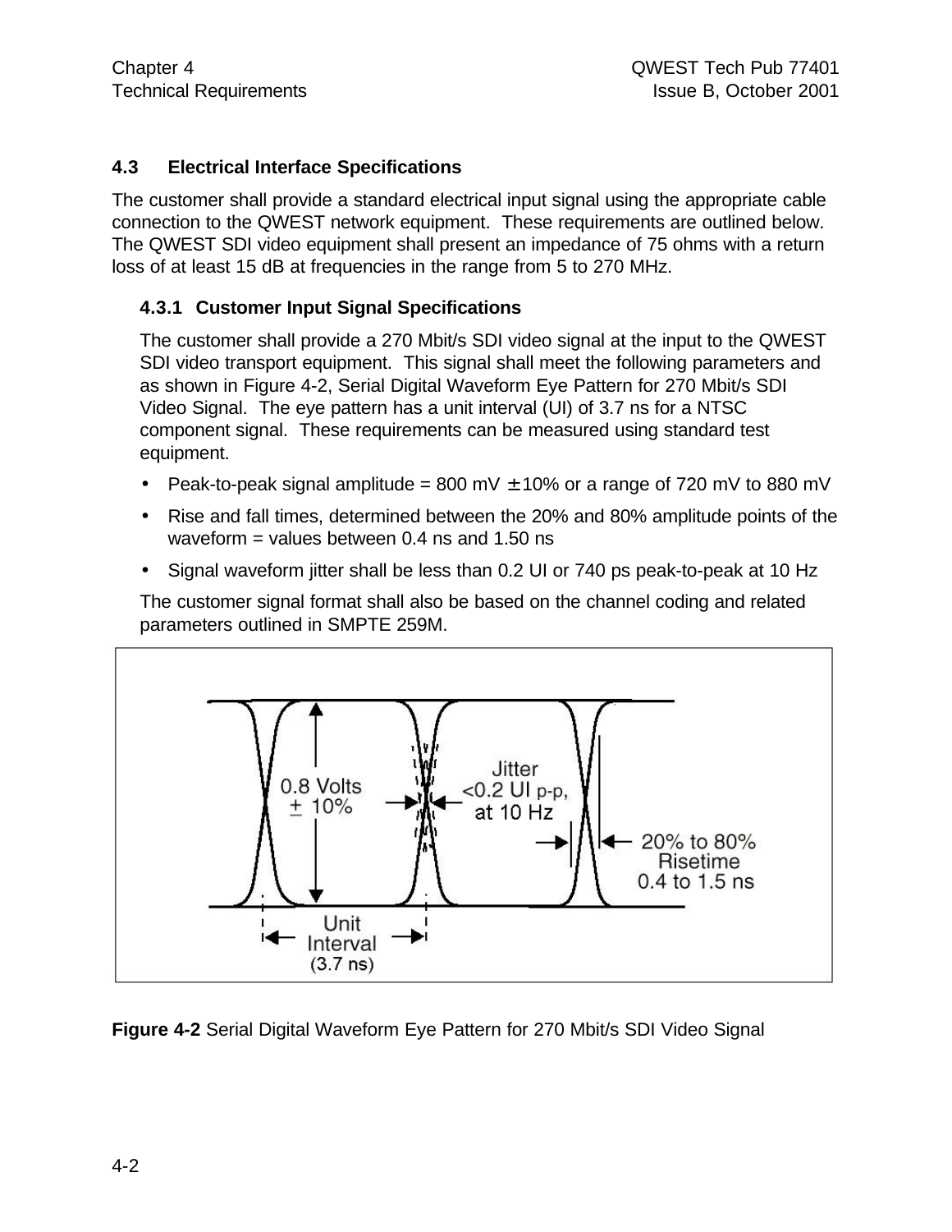## 4.3 Electrical Interface Specifications

The customer shall provide a standard electrical input signal using the appropriate cable connection to the QWEST network equipment. These requirements are outlined below. The QWEST SDI video equipment shall present an impedance of 75 ohms with a return loss of at least 15 dB at frequencies in the range from 5 to 270 MHz.

### 4.3.1 Customer Input Signal Specifications

The customer shall provide a 270 Mbit/s SDI video signal at the input to the QWEST SDI video transport equipment. This signal shall meet the following parameters and as shown in Figure 4-2, Serial Digital Waveform Eye Pattern for 270 Mbit/s SDI Video Signal. The eye pattern has a unit interval (UI) of 3.7 ns for a NTSC component signal. These requirements can be measured using standard test equipment.

- Peak-to-peak signal amplitude = 800 mV ± 10% or a range of 720 mV to 880 mV
- Rise and fall times, determined between the 20% and 80% amplitude points of the waveform = values between 0.4 ns and 1.50 ns
- Signal waveform jitter shall be less than 0.2 UI or 740 ps peak-to-peak at 10 Hz

The customer signal format shall also be based on the channel coding and related parameters outlined in SMPTE 259M.

0.8 Volts ± 10%

Jitter <0.2 UI p-p, at 10 Hz

20% to 80% Risetime 0.4 to 1.5 ns

Unit Interval (3.7 ns)

**Figure 4-2** Serial Digital Waveform Eye Pattern for 270 Mbit/s SDI Video Signal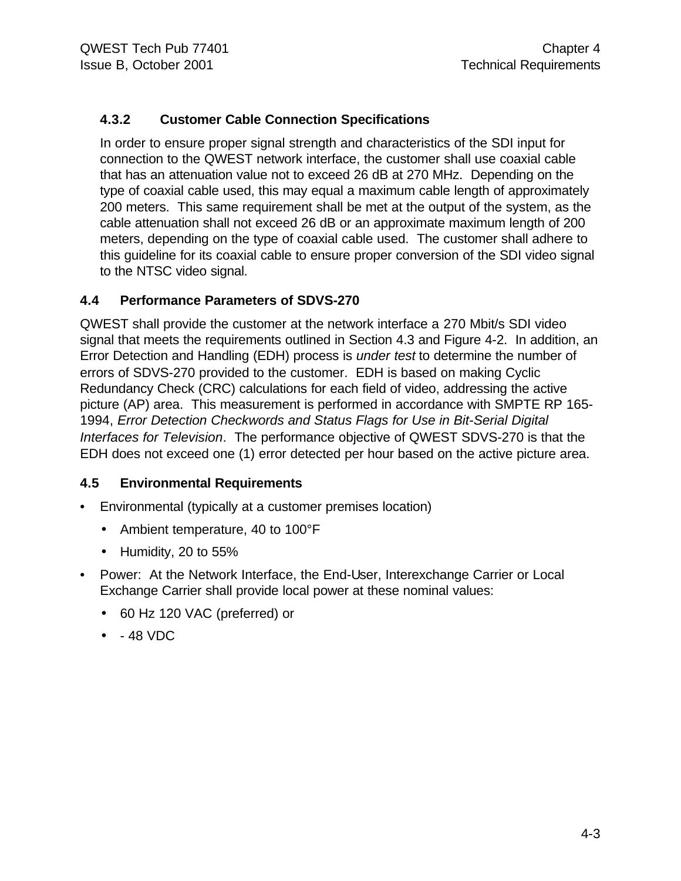### 4.3.2 Customer Cable Connection Specifications

In order to ensure proper signal strength and characteristics of the SDI input for connection to the QWEST network interface, the customer shall use coaxial cable that has an attenuation value not to exceed 26 dB at 270 MHz. Depending on the type of coaxial cable used, this may equal a maximum cable length of approximately 200 meters. This same requirement shall be met at the output of the system, as the cable attenuation shall not exceed 26 dB or an approximate maximum length of 200 meters, depending on the type of coaxial cable used. The customer shall adhere to this guideline for its coaxial cable to ensure proper conversion of the SDI video signal to the NTSC video signal.

## 4.4 Performance Parameters of SDVS-270

QWEST shall provide the customer at the network interface a 270 Mbit/s SDI video signal that meets the requirements outlined in Section 4.3 and Figure 4-2. In addition, an Error Detection and Handling (EDH) process is *under test* to determine the number of errors of SDVS-270 provided to the customer. EDH is based on making Cyclic Redundancy Check (CRC) calculations for each field of video, addressing the active picture (AP) area. This measurement is performed in accordance with SMPTE RP 165-1994, *Error Detection Checkwords and Status Flags for Use in Bit-Serial Digital Interfaces for Television*. The performance objective of QWEST SDVS-270 is that the EDH does not exceed one (1) error detected per hour based on the active picture area.

## 4.5 Environmental Requirements

- Environmental (typically at a customer premises location)
  - Ambient temperature, 40 to 100°F
  - Humidity, 20 to 55%
- Power: At the Network Interface, the End-User, Interexchange Carrier or Local Exchange Carrier shall provide local power at these nominal values:
  - 60 Hz 120 VAC (preferred) or
  - - 48 VDC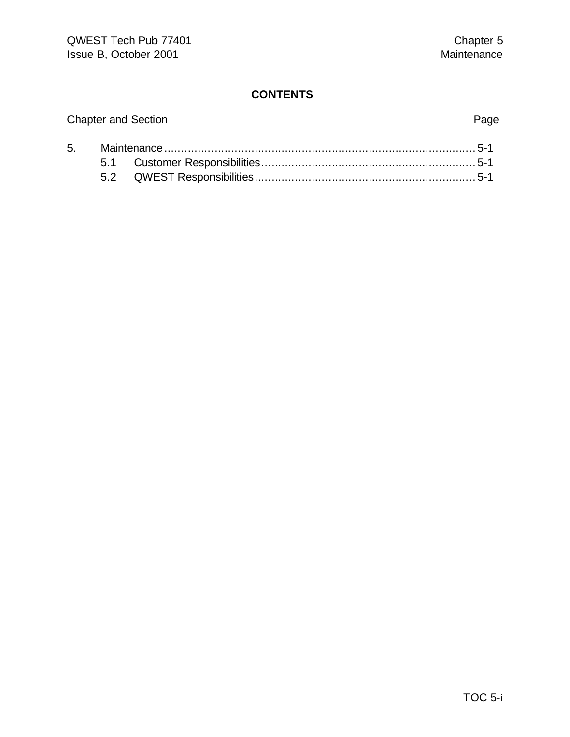# CONTENTS

| Chapter and Section | | Page |
|---|---|---|
| 5. | Maintenance | 5-1 |
| | 5.1 Customer Responsibilities | 5-1 |
| | 5.2 QWEST Responsibilities | 5-1 |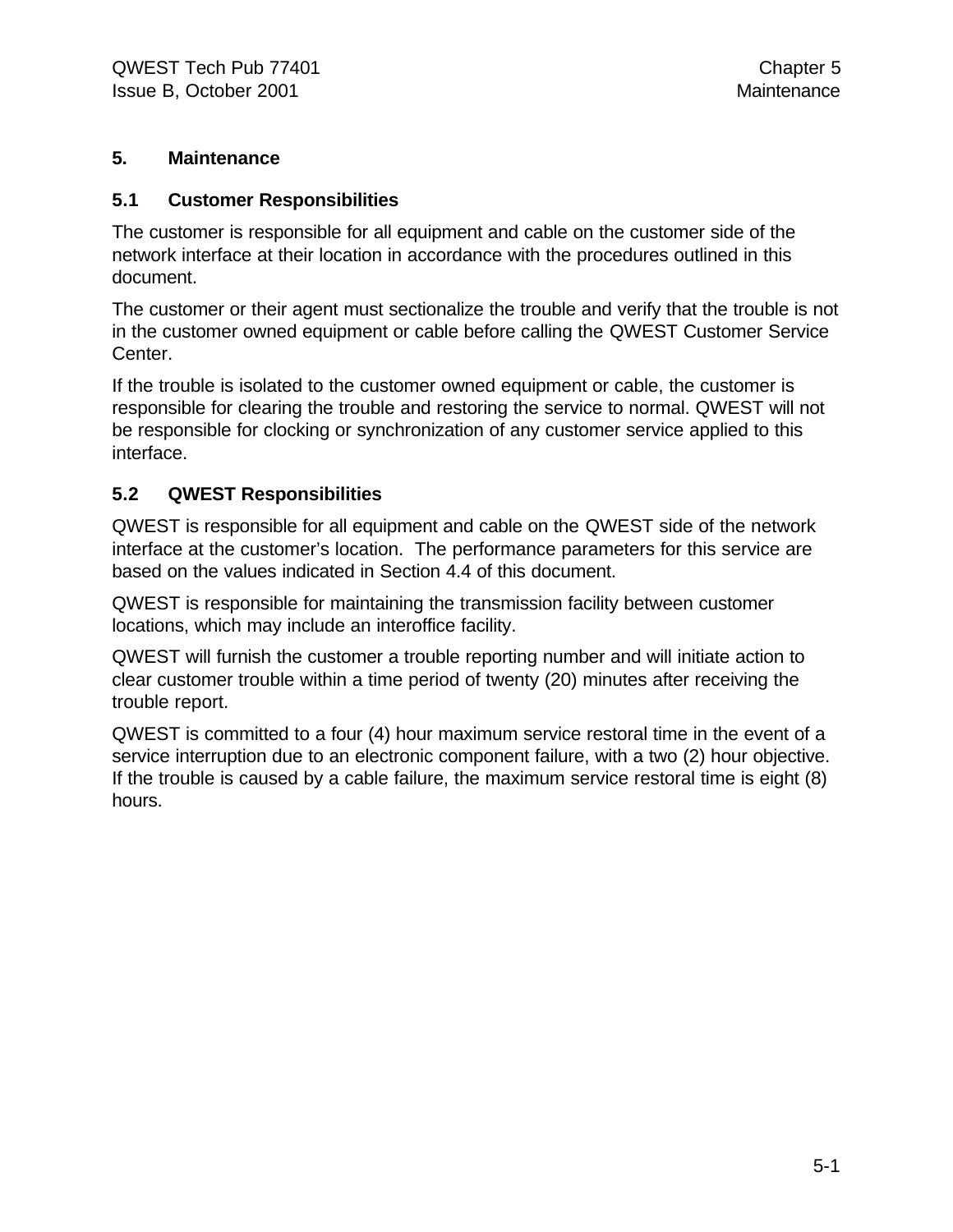# 5. Maintenance

## 5.1 Customer Responsibilities

The customer is responsible for all equipment and cable on the customer side of the network interface at their location in accordance with the procedures outlined in this document.

The customer or their agent must sectionalize the trouble and verify that the trouble is not in the customer owned equipment or cable before calling the QWEST Customer Service Center.

If the trouble is isolated to the customer owned equipment or cable, the customer is responsible for clearing the trouble and restoring the service to normal. QWEST will not be responsible for clocking or synchronization of any customer service applied to this interface.

## 5.2 QWEST Responsibilities

QWEST is responsible for all equipment and cable on the QWEST side of the network interface at the customer's location. The performance parameters for this service are based on the values indicated in Section 4.4 of this document.

QWEST is responsible for maintaining the transmission facility between customer locations, which may include an interoffice facility.

QWEST will furnish the customer a trouble reporting number and will initiate action to clear customer trouble within a time period of twenty (20) minutes after receiving the trouble report.

QWEST is committed to a four (4) hour maximum service restoral time in the event of a service interruption due to an electronic component failure, with a two (2) hour objective. If the trouble is caused by a cable failure, the maximum service restoral time is eight (8) hours.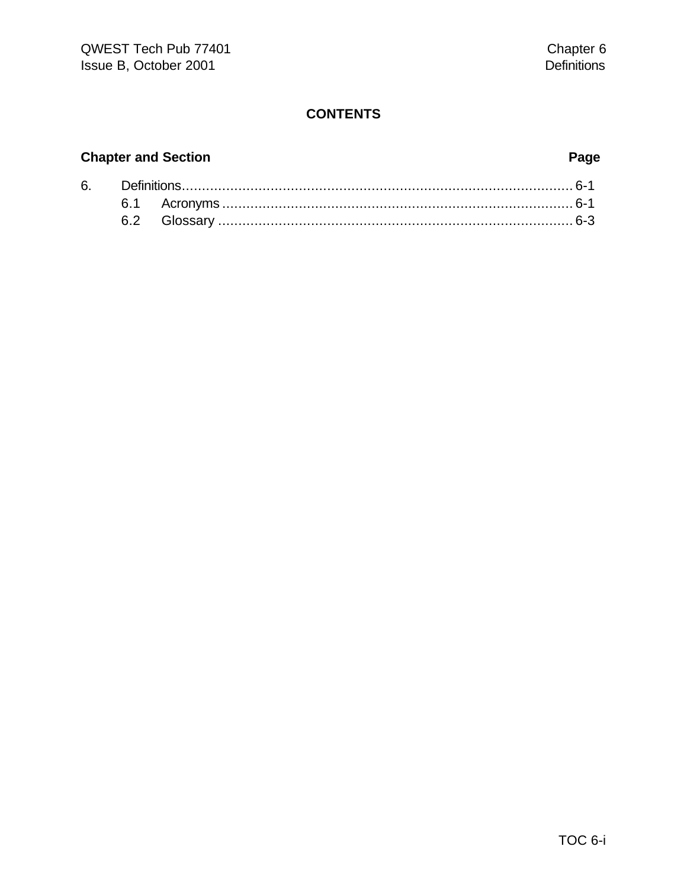# CONTENTS

| Chapter and Section | | Page |
|---|---|---|
| 6. | Definitions | 6-1 |
| | 6.1 Acronyms | 6-1 |
| | 6.2 Glossary | 6-3 |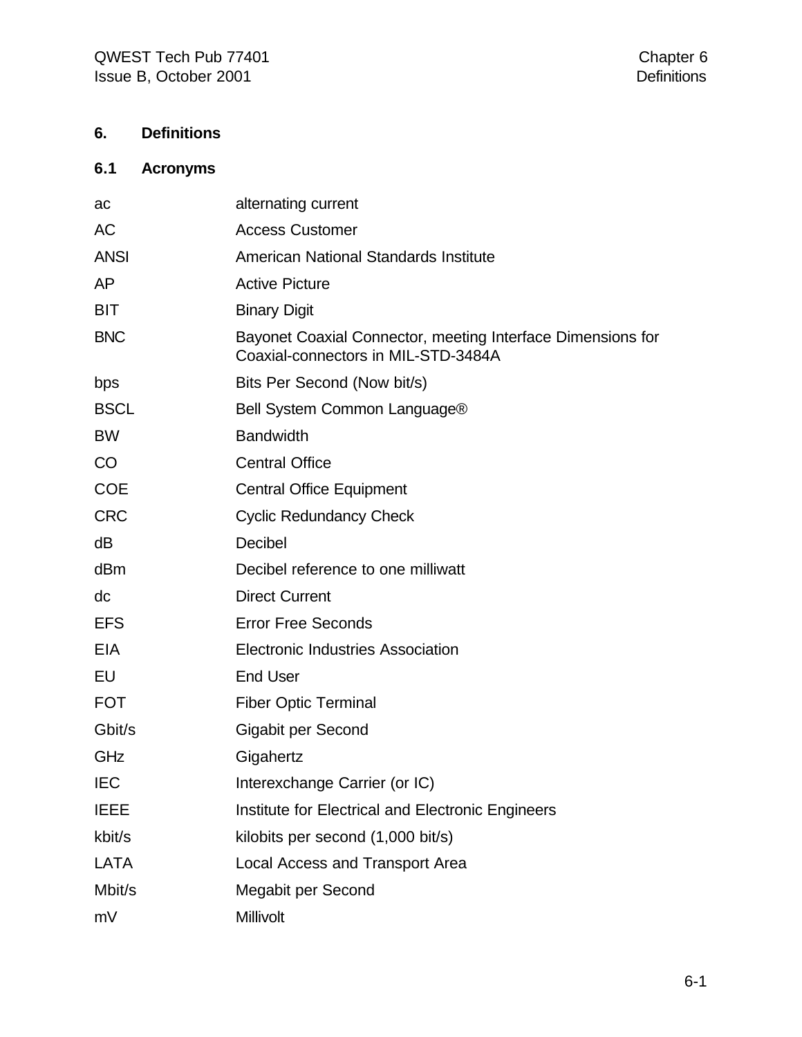# 6. Definitions

## 6.1 Acronyms

| | |
|---|---|
| ac | alternating current |
| AC | Access Customer |
| ANSI | American National Standards Institute |
| AP | Active Picture |
| BIT | Binary Digit |
| BNC | Bayonet Coaxial Connector, meeting Interface Dimensions for Coaxial-connectors in MIL-STD-3484A |
| bps | Bits Per Second (Now bit/s) |
| BSCL | Bell System Common Language® |
| BW | Bandwidth |
| CO | Central Office |
| COE | Central Office Equipment |
| CRC | Cyclic Redundancy Check |
| dB | Decibel |
| dBm | Decibel reference to one milliwatt |
| dc | Direct Current |
| EFS | Error Free Seconds |
| EIA | Electronic Industries Association |
| EU | End User |
| FOT | Fiber Optic Terminal |
| Gbit/s | Gigabit per Second |
| GHz | Gigahertz |
| IEC | Interexchange Carrier (or IC) |
| IEEE | Institute for Electrical and Electronic Engineers |
| kbit/s | kilobits per second (1,000 bit/s) |
| LATA | Local Access and Transport Area |
| Mbit/s | Megabit per Second |
| mV | Millivolt |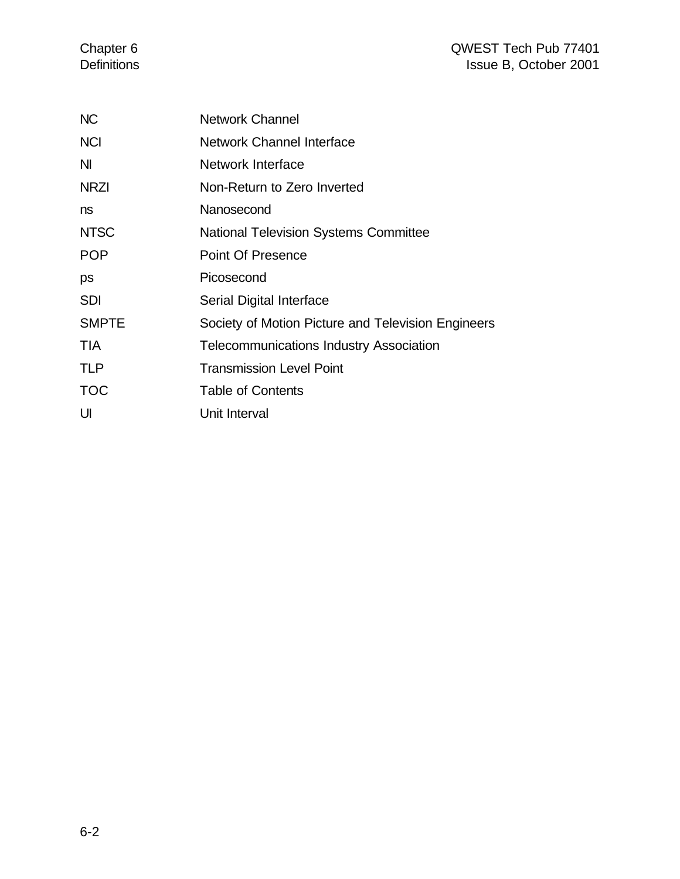| | |
|---|---|
| NC | Network Channel |
| NCI | Network Channel Interface |
| NI | Network Interface |
| NRZI | Non-Return to Zero Inverted |
| ns | Nanosecond |
| NTSC | National Television Systems Committee |
| POP | Point Of Presence |
| ps | Picosecond |
| SDI | Serial Digital Interface |
| SMPTE | Society of Motion Picture and Television Engineers |
| TIA | Telecommunications Industry Association |
| TLP | Transmission Level Point |
| TOC | Table of Contents |
| UI | Unit Interval |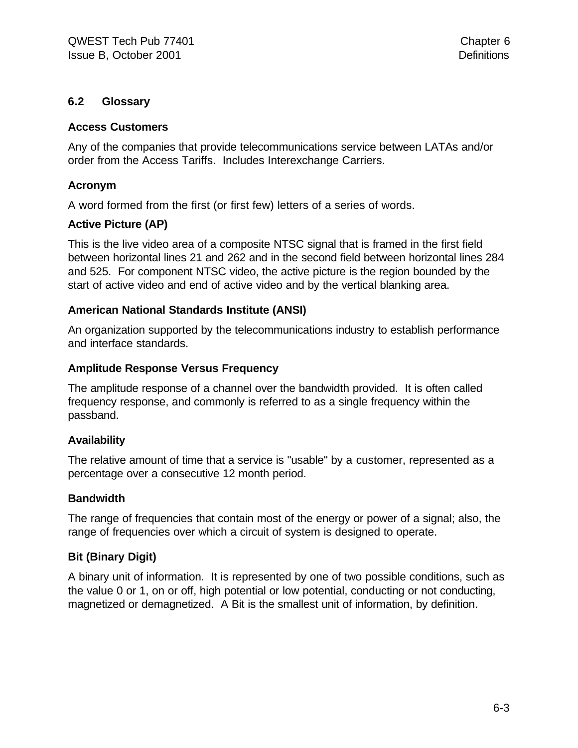## 6.2 Glossary

### Access Customers

Any of the companies that provide telecommunications service between LATAs and/or order from the Access Tariffs. Includes Interexchange Carriers.

### Acronym

A word formed from the first (or first few) letters of a series of words.

### Active Picture (AP)

This is the live video area of a composite NTSC signal that is framed in the first field between horizontal lines 21 and 262 and in the second field between horizontal lines 284 and 525. For component NTSC video, the active picture is the region bounded by the start of active video and end of active video and by the vertical blanking area.

### American National Standards Institute (ANSI)

An organization supported by the telecommunications industry to establish performance and interface standards.

### Amplitude Response Versus Frequency

The amplitude response of a channel over the bandwidth provided. It is often called frequency response, and commonly is referred to as a single frequency within the passband.

### Availability

The relative amount of time that a service is "usable" by a customer, represented as a percentage over a consecutive 12 month period.

### Bandwidth

The range of frequencies that contain most of the energy or power of a signal; also, the range of frequencies over which a circuit of system is designed to operate.

### Bit (Binary Digit)

A binary unit of information. It is represented by one of two possible conditions, such as the value 0 or 1, on or off, high potential or low potential, conducting or not conducting, magnetized or demagnetized. A Bit is the smallest unit of information, by definition.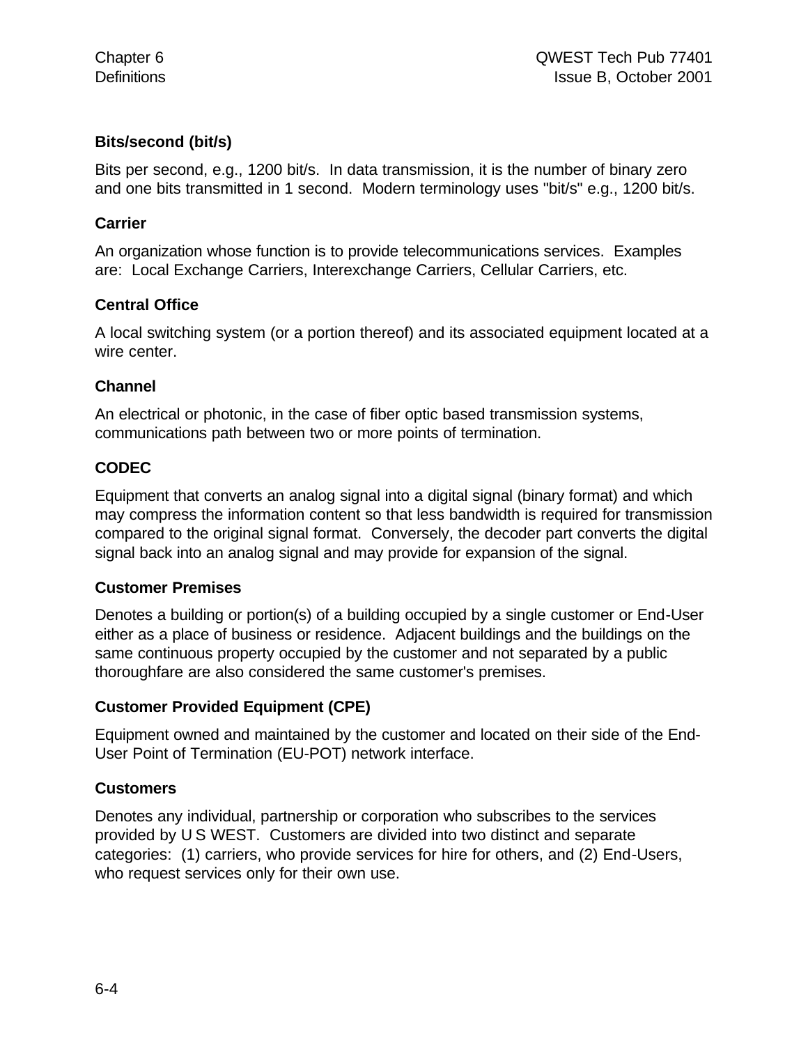**Bits/second (bit/s)**

Bits per second, e.g., 1200 bit/s. In data transmission, it is the number of binary zero and one bits transmitted in 1 second. Modern terminology uses "bit/s" e.g., 1200 bit/s.

**Carrier**

An organization whose function is to provide telecommunications services. Examples are: Local Exchange Carriers, Interexchange Carriers, Cellular Carriers, etc.

**Central Office**

A local switching system (or a portion thereof) and its associated equipment located at a wire center.

**Channel**

An electrical or photonic, in the case of fiber optic based transmission systems, communications path between two or more points of termination.

**CODEC**

Equipment that converts an analog signal into a digital signal (binary format) and which may compress the information content so that less bandwidth is required for transmission compared to the original signal format. Conversely, the decoder part converts the digital signal back into an analog signal and may provide for expansion of the signal.

**Customer Premises**

Denotes a building or portion(s) of a building occupied by a single customer or End-User either as a place of business or residence. Adjacent buildings and the buildings on the same continuous property occupied by the customer and not separated by a public thoroughfare are also considered the same customer's premises.

**Customer Provided Equipment (CPE)**

Equipment owned and maintained by the customer and located on their side of the End-User Point of Termination (EU-POT) network interface.

**Customers**

Denotes any individual, partnership or corporation who subscribes to the services provided by U S WEST. Customers are divided into two distinct and separate categories: (1) carriers, who provide services for hire for others, and (2) End-Users, who request services only for their own use.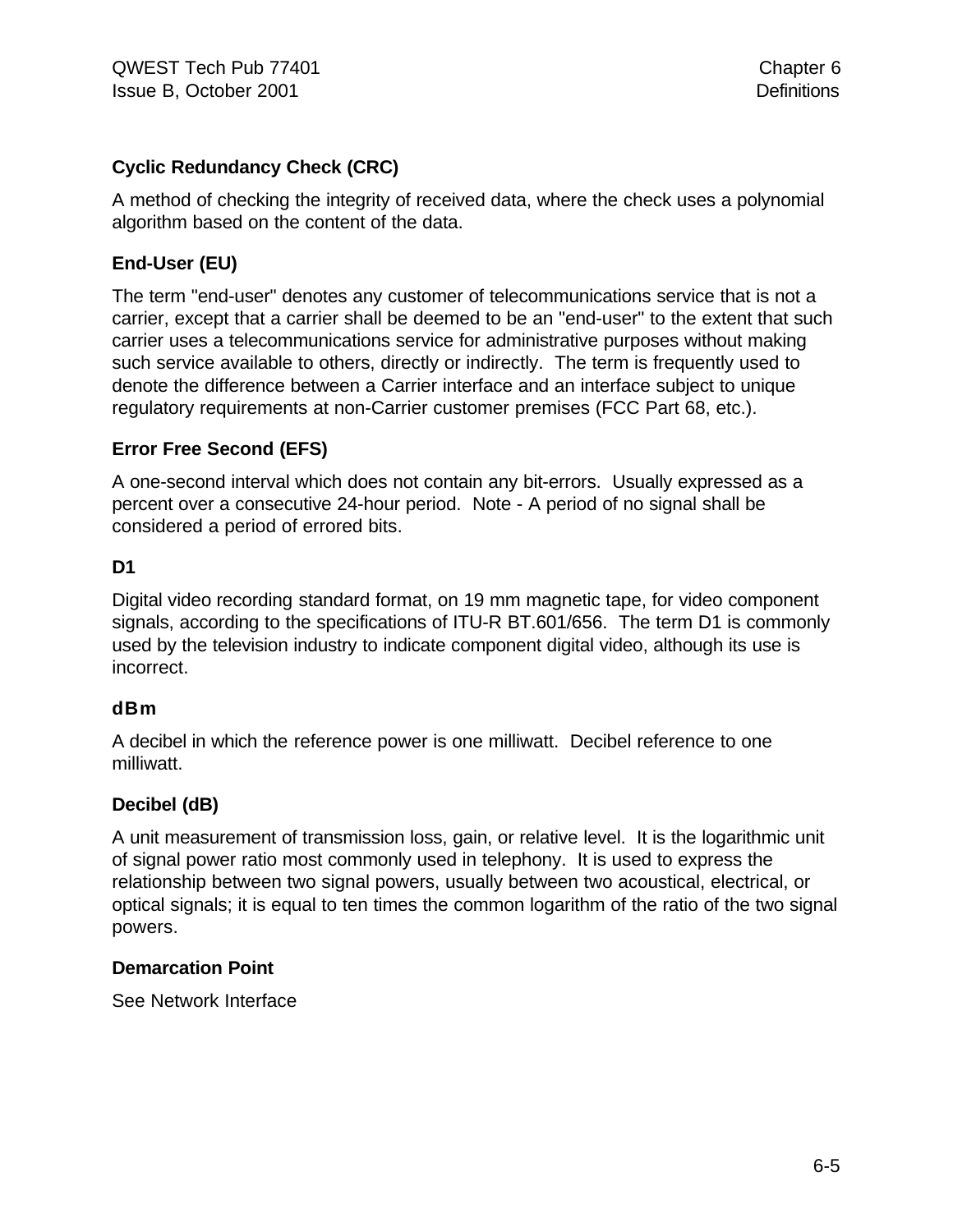**Cyclic Redundancy Check (CRC)**

A method of checking the integrity of received data, where the check uses a polynomial algorithm based on the content of the data.

**End-User (EU)**

The term "end-user" denotes any customer of telecommunications service that is not a carrier, except that a carrier shall be deemed to be an "end-user" to the extent that such carrier uses a telecommunications service for administrative purposes without making such service available to others, directly or indirectly. The term is frequently used to denote the difference between a Carrier interface and an interface subject to unique regulatory requirements at non-Carrier customer premises (FCC Part 68, etc.).

**Error Free Second (EFS)**

A one-second interval which does not contain any bit-errors. Usually expressed as a percent over a consecutive 24-hour period. Note - A period of no signal shall be considered a period of errored bits.

**D1**

Digital video recording standard format, on 19 mm magnetic tape, for video component signals, according to the specifications of ITU-R BT.601/656. The term D1 is commonly used by the television industry to indicate component digital video, although its use is incorrect.

**dBm**

A decibel in which the reference power is one milliwatt. Decibel reference to one milliwatt.

**Decibel (dB)**

A unit measurement of transmission loss, gain, or relative level. It is the logarithmic unit of signal power ratio most commonly used in telephony. It is used to express the relationship between two signal powers, usually between two acoustical, electrical, or optical signals; it is equal to ten times the common logarithm of the ratio of the two signal powers.

**Demarcation Point**

See Network Interface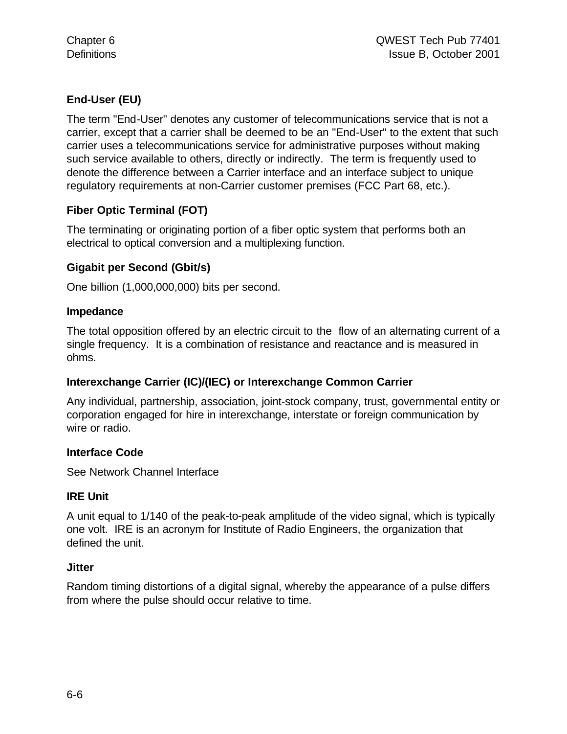### End-User (EU)

The term "End-User" denotes any customer of telecommunications service that is not a carrier, except that a carrier shall be deemed to be an "End-User" to the extent that such carrier uses a telecommunications service for administrative purposes without making such service available to others, directly or indirectly. The term is frequently used to denote the difference between a Carrier interface and an interface subject to unique regulatory requirements at non-Carrier customer premises (FCC Part 68, etc.).

### Fiber Optic Terminal (FOT)

The terminating or originating portion of a fiber optic system that performs both an electrical to optical conversion and a multiplexing function.

### Gigabit per Second (Gbit/s)

One billion (1,000,000,000) bits per second.

### Impedance

The total opposition offered by an electric circuit to the flow of an alternating current of a single frequency. It is a combination of resistance and reactance and is measured in ohms.

### Interexchange Carrier (IC)/(IEC) or Interexchange Common Carrier

Any individual, partnership, association, joint-stock company, trust, governmental entity or corporation engaged for hire in interexchange, interstate or foreign communication by wire or radio.

### Interface Code

See Network Channel Interface

### IRE Unit

A unit equal to 1/140 of the peak-to-peak amplitude of the video signal, which is typically one volt. IRE is an acronym for Institute of Radio Engineers, the organization that defined the unit.

### Jitter

Random timing distortions of a digital signal, whereby the appearance of a pulse differs from where the pulse should occur relative to time.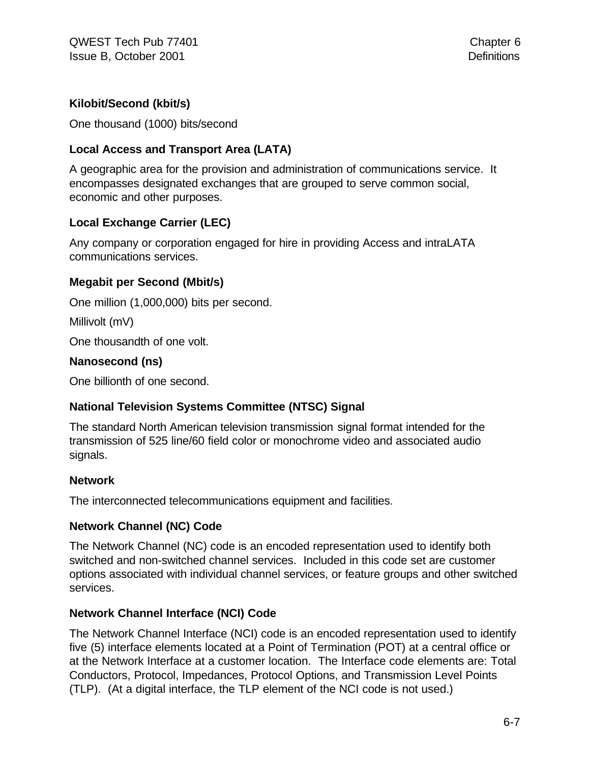**Kilobit/Second (kbit/s)**

One thousand (1000) bits/second

**Local Access and Transport Area (LATA)**

A geographic area for the provision and administration of communications service. It encompasses designated exchanges that are grouped to serve common social, economic and other purposes.

**Local Exchange Carrier (LEC)**

Any company or corporation engaged for hire in providing Access and intraLATA communications services.

**Megabit per Second (Mbit/s)**

One million (1,000,000) bits per second.

Millivolt (mV)

One thousandth of one volt.

**Nanosecond (ns)**

One billionth of one second.

**National Television Systems Committee (NTSC) Signal**

The standard North American television transmission signal format intended for the transmission of 525 line/60 field color or monochrome video and associated audio signals.

**Network**

The interconnected telecommunications equipment and facilities.

**Network Channel (NC) Code**

The Network Channel (NC) code is an encoded representation used to identify both switched and non-switched channel services. Included in this code set are customer options associated with individual channel services, or feature groups and other switched services.

**Network Channel Interface (NCI) Code**

The Network Channel Interface (NCI) code is an encoded representation used to identify five (5) interface elements located at a Point of Termination (POT) at a central office or at the Network Interface at a customer location. The Interface code elements are: Total Conductors, Protocol, Impedances, Protocol Options, and Transmission Level Points (TLP). (At a digital interface, the TLP element of the NCI code is not used.)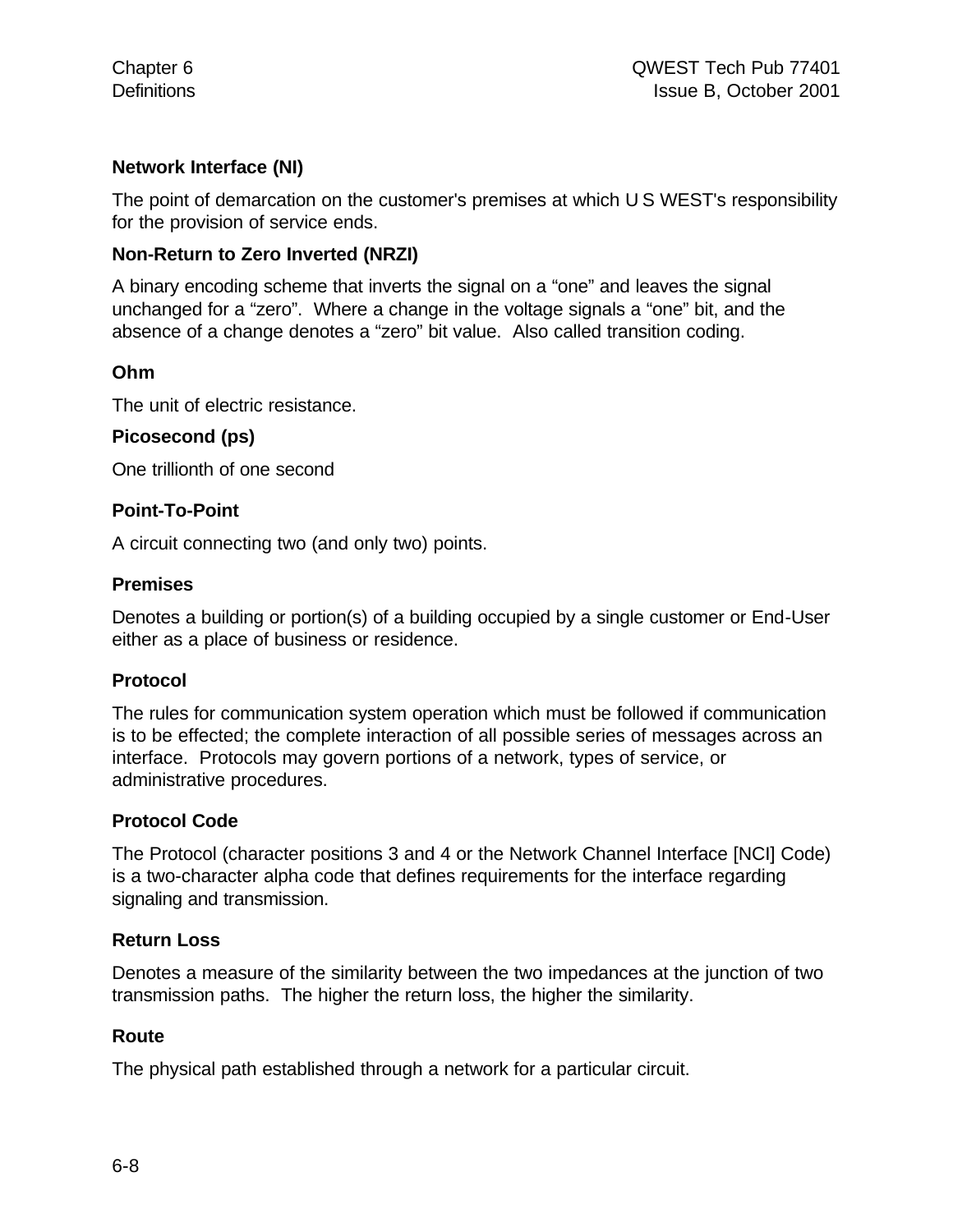**Network Interface (NI)**

The point of demarcation on the customer's premises at which U S WEST's responsibility for the provision of service ends.

**Non-Return to Zero Inverted (NRZI)**

A binary encoding scheme that inverts the signal on a "one" and leaves the signal unchanged for a "zero". Where a change in the voltage signals a "one" bit, and the absence of a change denotes a "zero" bit value. Also called transition coding.

**Ohm**

The unit of electric resistance.

**Picosecond (ps)**

One trillionth of one second

**Point-To-Point**

A circuit connecting two (and only two) points.

**Premises**

Denotes a building or portion(s) of a building occupied by a single customer or End-User either as a place of business or residence.

**Protocol**

The rules for communication system operation which must be followed if communication is to be effected; the complete interaction of all possible series of messages across an interface. Protocols may govern portions of a network, types of service, or administrative procedures.

**Protocol Code**

The Protocol (character positions 3 and 4 or the Network Channel Interface [NCI] Code) is a two-character alpha code that defines requirements for the interface regarding signaling and transmission.

**Return Loss**

Denotes a measure of the similarity between the two impedances at the junction of two transmission paths. The higher the return loss, the higher the similarity.

**Route**

The physical path established through a network for a particular circuit.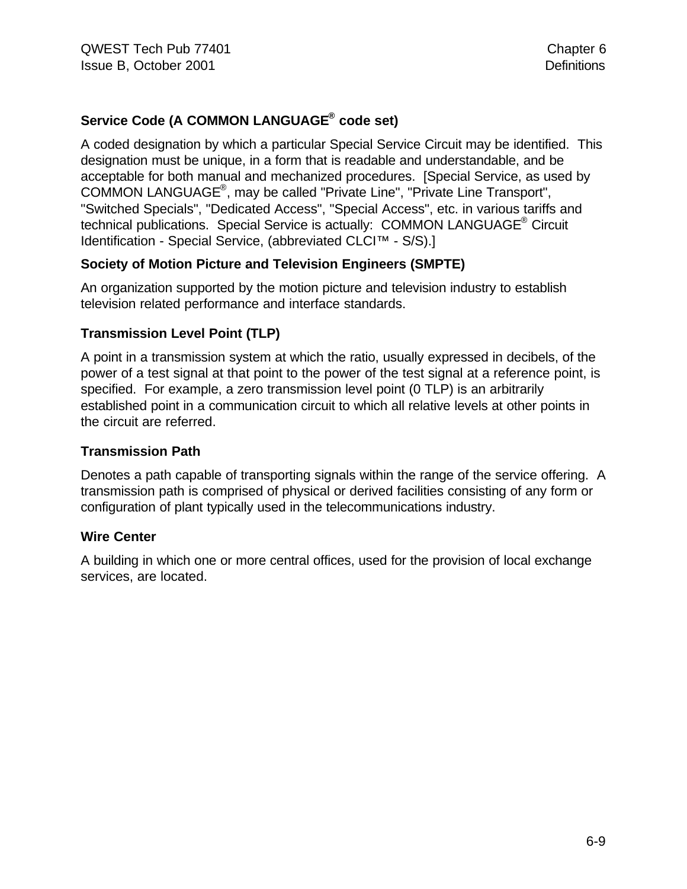**Service Code (A COMMON LANGUAGE® code set)**

A coded designation by which a particular Special Service Circuit may be identified. This designation must be unique, in a form that is readable and understandable, and be acceptable for both manual and mechanized procedures. [Special Service, as used by COMMON LANGUAGE®, may be called "Private Line", "Private Line Transport", "Switched Specials", "Dedicated Access", "Special Access", etc. in various tariffs and technical publications. Special Service is actually: COMMON LANGUAGE® Circuit Identification - Special Service, (abbreviated CLCI™ - S/S).]

**Society of Motion Picture and Television Engineers (SMPTE)**

An organization supported by the motion picture and television industry to establish television related performance and interface standards.

**Transmission Level Point (TLP)**

A point in a transmission system at which the ratio, usually expressed in decibels, of the power of a test signal at that point to the power of the test signal at a reference point, is specified. For example, a zero transmission level point (0 TLP) is an arbitrarily established point in a communication circuit to which all relative levels at other points in the circuit are referred.

**Transmission Path**

Denotes a path capable of transporting signals within the range of the service offering. A transmission path is comprised of physical or derived facilities consisting of any form or configuration of plant typically used in the telecommunications industry.

**Wire Center**

A building in which one or more central offices, used for the provision of local exchange services, are located.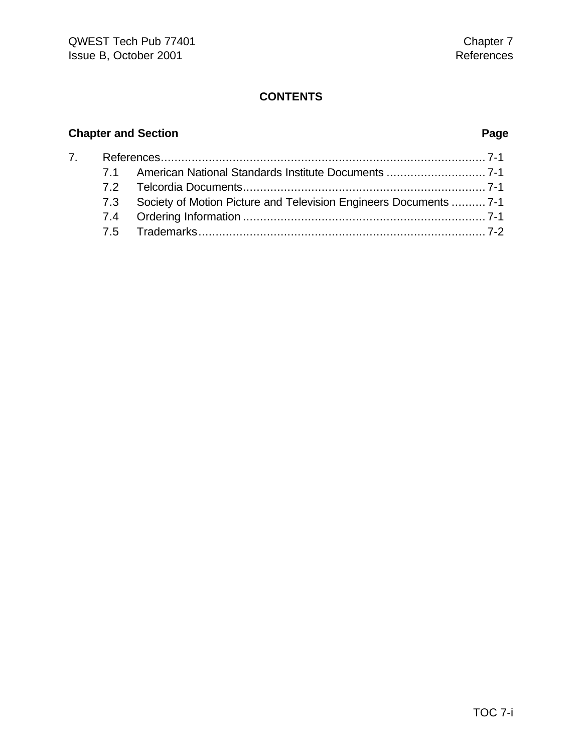# CONTENTS

| Chapter and Section | | Page |
|---|---|---|
| 7. | References | 7-1 |
| 7.1 | American National Standards Institute Documents | 7-1 |
| 7.2 | Telcordia Documents | 7-1 |
| 7.3 | Society of Motion Picture and Television Engineers Documents | 7-1 |
| 7.4 | Ordering Information | 7-1 |
| 7.5 | Trademarks | 7-2 |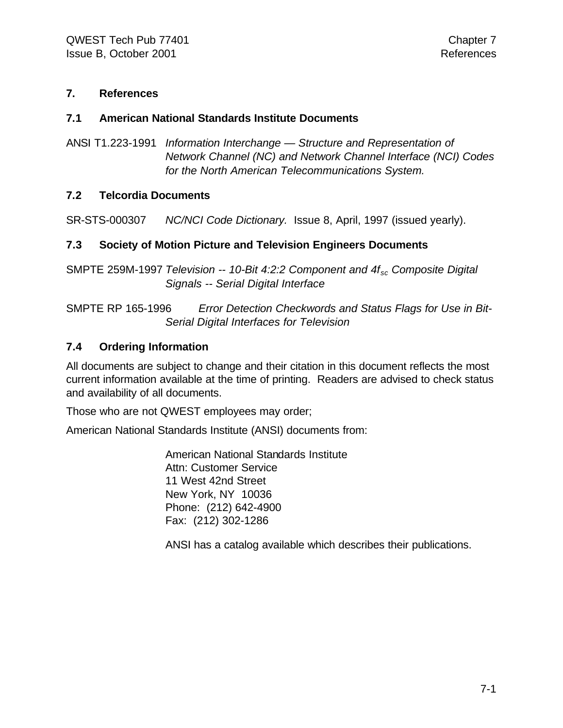# 7. References

## 7.1 American National Standards Institute Documents

ANSI T1.223-1991 *Information Interchange — Structure and Representation of Network Channel (NC) and Network Channel Interface (NCI) Codes for the North American Telecommunications System.*

## 7.2 Telcordia Documents

SR-STS-000307 *NC/NCI Code Dictionary.* Issue 8, April, 1997 (issued yearly).

## 7.3 Society of Motion Picture and Television Engineers Documents

SMPTE 259M-1997 *Television -- 10-Bit 4:2:2 Component and 4$f_{sc}$ Composite Digital Signals -- Serial Digital Interface*

SMPTE RP 165-1996 *Error Detection Checkwords and Status Flags for Use in Bit-Serial Digital Interfaces for Television*

## 7.4 Ordering Information

All documents are subject to change and their citation in this document reflects the most current information available at the time of printing. Readers are advised to check status and availability of all documents.

Those who are not QWEST employees may order;

American National Standards Institute (ANSI) documents from:

American National Standards Institute
Attn: Customer Service
11 West 42nd Street
New York, NY 10036
Phone: (212) 642-4900
Fax: (212) 302-1286

ANSI has a catalog available which describes their publications.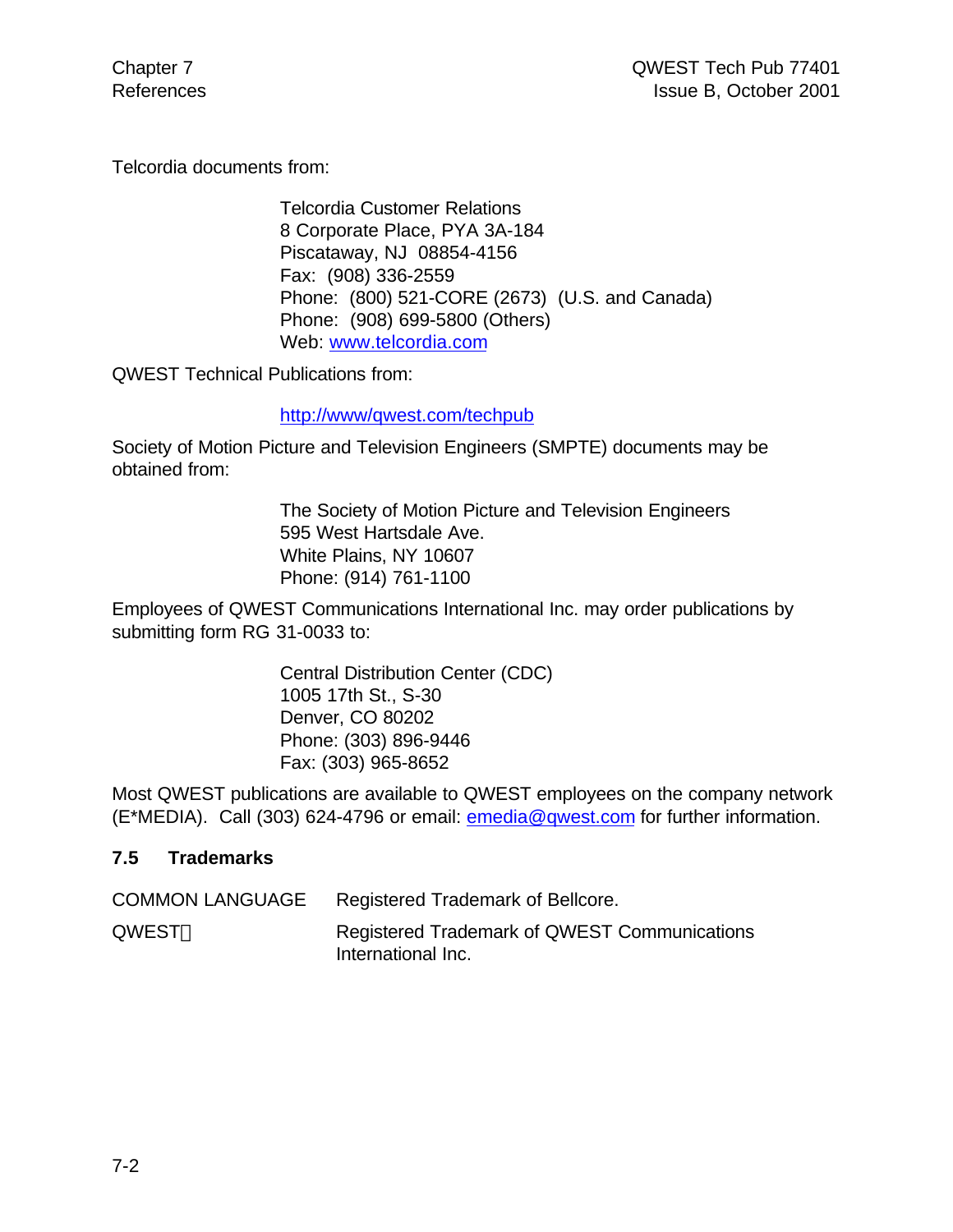Telcordia documents from:

Telcordia Customer Relations
8 Corporate Place, PYA 3A-184
Piscataway, NJ 08854-4156
Fax: (908) 336-2559
Phone: (800) 521-CORE (2673) (U.S. and Canada)
Phone: (908) 699-5800 (Others)
Web: [www.telcordia.com](http://www.telcordia.com)

QWEST Technical Publications from:

[http://www/qwest.com/techpub](http://www/qwest.com/techpub)

Society of Motion Picture and Television Engineers (SMPTE) documents may be obtained from:

The Society of Motion Picture and Television Engineers
595 West Hartsdale Ave.
White Plains, NY 10607
Phone: (914) 761-1100

Employees of QWEST Communications International Inc. may order publications by submitting form RG 31-0033 to:

Central Distribution Center (CDC)
1005 17th St., S-30
Denver, CO 80202
Phone: (303) 896-9446
Fax: (303) 965-8652

Most QWEST publications are available to QWEST employees on the company network (E*MEDIA). Call (303) 624-4796 or email: [emedia@qwest.com](mailto:emedia@qwest.com) for further information.

## 7.5 Trademarks

| | |
|---|---|
| COMMON LANGUAGE | Registered Trademark of Bellcore. |
| QWEST® | Registered Trademark of QWEST Communications International Inc. |